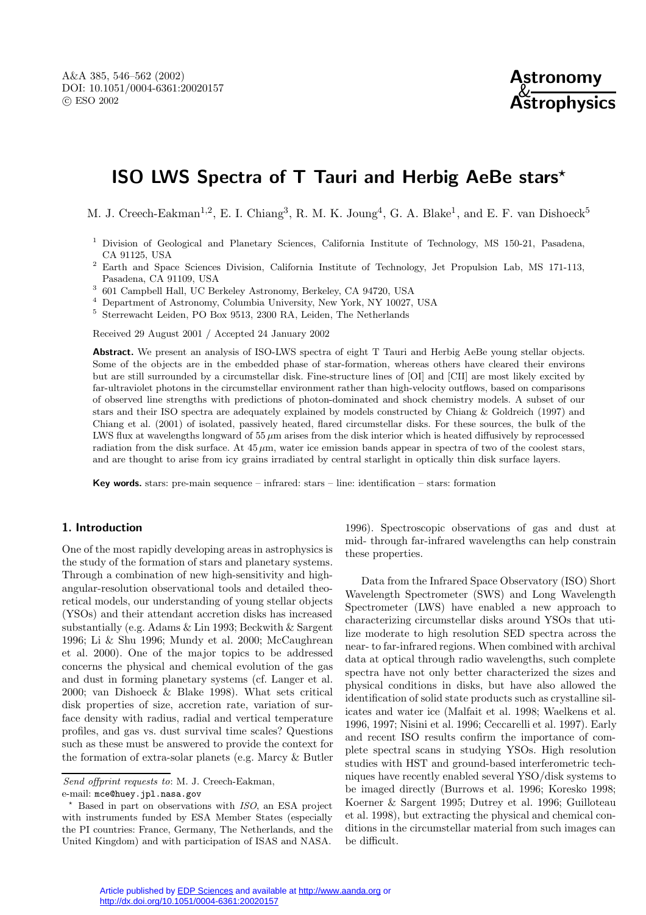# ISO LWS Spectra of T Tauri and Herbig AeBe stars*

M. J. Creech-Eakman[1,2], E. I. Chiang[3], R. M. K. Joung[4], G. A. Blake[1], and E. F. van Dishoeck[5]

[1] Division of Geological and Planetary Sciences, California Institute of Technology, MS 150-21, Pasadena, CA 91125, USA

[2] Earth and Space Sciences Division, California Institute of Technology, Jet Propulsion Lab, MS 171-113, Pasadena, CA 91109, USA

[3] 601 Campbell Hall, UC Berkeley Astronomy, Berkeley, CA 94720, USA

[4] Department of Astronomy, Columbia University, New York, NY 10027, USA

[5] Sterrewacht Leiden, PO Box 9513, 2300 RA, Leiden, The Netherlands

Received 29 August 2001 / Accepted 24 January 2002

**Abstract.** We present an analysis of ISO-LWS spectra of eight T Tauri and Herbig AeBe young stellar objects. Some of the objects are in the embedded phase of star-formation, whereas others have cleared their environs but are still surrounded by a circumstellar disk. Fine-structure lines of [OI] and [CII] are most likely excited by far-ultraviolet photons in the circumstellar environment rather than high-velocity outflows, based on comparisons of observed line strengths with predictions of photon-dominated and shock chemistry models. A subset of our stars and their ISO spectra are adequately explained by models constructed by Chiang & Goldreich (1997) and Chiang et al. (2001) of isolated, passively heated, flared circumstellar disks. For these sources, the bulk of the LWS flux at wavelengths longward of 55 $\mu$m arises from the disk interior which is heated diffusively by reprocessed radiation from the disk surface. At 45 $\mu$m, water ice emission bands appear in spectra of two of the coolest stars, and are thought to arise from icy grains irradiated by central starlight in optically thin disk surface layers.

**Key words.** stars: pre-main sequence – infrared: stars – line: identification – stars: formation

## 1. Introduction

One of the most rapidly developing areas in astrophysics is the study of the formation of stars and planetary systems. Through a combination of new high-sensitivity and high-angular-resolution observational tools and detailed theoretical models, our understanding of young stellar objects (YSOs) and their attendant accretion disks has increased substantially (e.g. Adams & Lin 1993; Beckwith & Sargent 1996; Li & Shu 1996; Mundy et al. 2000; McCaughrean et al. 2000). One of the major topics to be addressed concerns the physical and chemical evolution of the gas and dust in forming planetary systems (cf. Langer et al. 2000; van Dishoeck & Blake 1998). What sets critical disk properties of size, accretion rate, variation of surface density with radius, radial and vertical temperature profiles, and gas vs. dust survival time scales? Questions such as these must be answered to provide the context for the formation of extra-solar planets (e.g. Marcy & Butler 1996). Spectroscopic observations of gas and dust at mid- through far-infrared wavelengths can help constrain these properties.

Data from the Infrared Space Observatory (ISO) Short Wavelength Spectrometer (SWS) and Long Wavelength Spectrometer (LWS) have enabled a new approach to characterizing circumstellar disks around YSOs that utilize moderate to high resolution SED spectra across the near- to far-infrared regions. When combined with archival data at optical through radio wavelengths, such complete spectra have not only better characterized the sizes and physical conditions in disks, but have also allowed the identification of solid state products such as crystalline silicates and water ice (Malfait et al. 1998; Waelkens et al. 1996, 1997; Nisini et al. 1996; Ceccarelli et al. 1997). Early and recent ISO results confirm the importance of complete spectral scans in studying YSOs. High resolution studies with HST and ground-based interferometric techniques have recently enabled several YSO/disk systems to be imaged directly (Burrows et al. 1996; Koresko 1998; Koerner & Sargent 1995; Dutrey et al. 1996; Guilloteau et al. 1998), but extracting the physical and chemical conditions in the circumstellar material from such images can be difficult.

---

*Send offprint requests to*: M. J. Creech-Eakman,
e-mail: mce@huey.jpl.nasa.gov

* Based in part on observations with *ISO*, an ESA project with instruments funded by ESA Member States (especially the PI countries: France, Germany, The Netherlands, and the United Kingdom) and with participation of ISAS and NASA.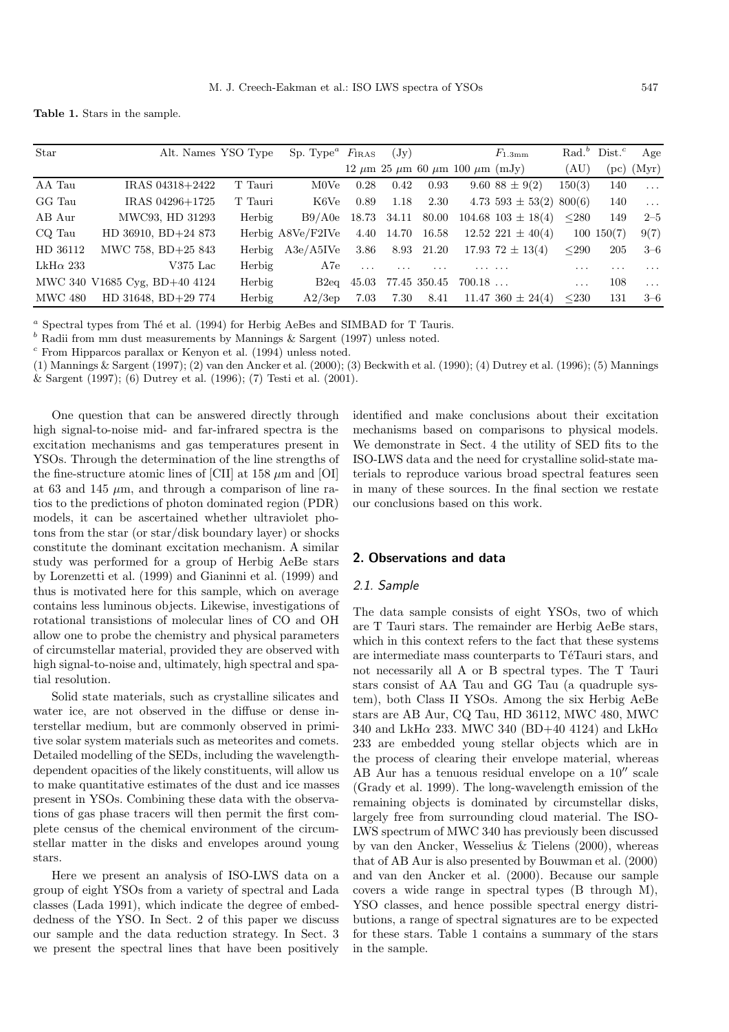**Table 1.** Stars in the sample.

| Star | Alt. Names | YSO Type | Sp. Type[a] | $F_{\rm IRAS}$ | (Jy) | | | $F_{\rm 1.3mm}$ | Rad.[b] | Dist.[c] | Age |
|---|---|---|---|---|---|---|---|---|---|---|---|
| | | | | 12 μm | 25 μm | 60 μm | 100 μm | (mJy) | (AU) | (pc) | (Myr) |
| AA Tau | IRAS 04318+2422 | T Tauri | M0Ve | 0.28 | 0.42 | 0.93 | 9.60 | 88 ± 9(2) | 150(3) | 140 | ... |
| GG Tau | IRAS 04296+1725 | T Tauri | K6Ve | 0.89 | 1.18 | 2.30 | 4.73 | 593 ± 53(2) | 800(6) | 140 | ... |
| AB Aur | MWC93, HD 31293 | Herbig | B9/A0e | 18.73 | 34.11 | 80.00 | 104.68 | 103 ± 18(4) | ≤280 | 149 | 2–5 |
| CQ Tau | HD 36910, BD+24 873 | Herbig | A8Ve/F2IVe | 4.40 | 14.70 | 16.58 | 12.52 | 221 ± 40(4) | 100 | 150(7) | 9(7) |
| HD 36112 | MWC 758, BD+25 843 | Herbig | A3e/A5IVe | 3.86 | 8.93 | 21.20 | 17.93 | 72 ± 13(4) | ≤290 | 205 | 3–6 |
| LkHα 233 | V375 Lac | Herbig | A7e | ... | ... | ... | ... | ... | ... | ... | ... |
| MWC 340 | V1685 Cyg, BD+40 4124 | Herbig | B2eq | 45.03 | 77.45 | 350.45 | 700.18 | ... | ... | 108 | ... |
| MWC 480 | HD 31648, BD+29 774 | Herbig | A2/3ep | 7.03 | 7.30 | 8.41 | 11.47 | 360 ± 24(4) | ≤230 | 131 | 3–6 |

[a] Spectral types from Thé et al. (1994) for Herbig AeBes and SIMBAD for T Tauris.
[b] Radii from mm dust measurements by Mannings & Sargent (1997) unless noted.
[c] From Hipparcos parallax or Kenyon et al. (1994) unless noted.
(1) Mannings & Sargent (1997); (2) van den Ancker et al. (2000); (3) Beckwith et al. (1990); (4) Dutrey et al. (1996); (5) Mannings & Sargent (1997); (6) Dutrey et al. (1996); (7) Testi et al. (2001).

One question that can be answered directly through high signal-to-noise mid- and far-infrared spectra is the excitation mechanisms and gas temperatures present in YSOs. Through the determination of the line strengths of the fine-structure atomic lines of [CII] at 158 μm and [OI] at 63 and 145 μm, and through a comparison of line ratios to the predictions of photon dominated region (PDR) models, it can be ascertained whether ultraviolet photons from the star (or star/disk boundary layer) or shocks constitute the dominant excitation mechanism. A similar study was performed for a group of Herbig AeBe stars by Lorenzetti et al. (1999) and Gianinni et al. (1999) and thus is motivated here for this sample, which on average contains less luminous objects. Likewise, investigations of rotational transitions of molecular lines of CO and OH allow one to probe the chemistry and physical parameters of circumstellar material, provided they are observed with high signal-to-noise and, ultimately, high spectral and spatial resolution.

Solid state materials, such as crystalline silicates and water ice, are not observed in the diffuse or dense interstellar medium, but are commonly observed in primitive solar system materials such as meteorites and comets. Detailed modelling of the SEDs, including the wavelength-dependent opacities of the likely constituents, will allow us to make quantitative estimates of the dust and ice masses present in YSOs. Combining these data with the observations of gas phase tracers will then permit the first complete census of the chemical environment of the circumstellar matter in the disks and envelopes around young stars.

Here we present an analysis of ISO-LWS data on a group of eight YSOs from a variety of spectral and Lada classes (Lada 1991), which indicate the degree of embeddedness of the YSO. In Sect. 2 of this paper we discuss our sample and the data reduction strategy. In Sect. 3 we present the spectral lines that have been positively identified and make conclusions about their excitation mechanisms based on comparisons to physical models. We demonstrate in Sect. 4 the utility of SED fits to the ISO-LWS data and the need for crystalline solid-state materials to reproduce various broad spectral features seen in many of these sources. In the final section we restate our conclusions based on this work.

## 2. Observations and data

### 2.1. Sample

The data sample consists of eight YSOs, two of which are T Tauri stars. The remainder are Herbig AeBe stars, which in this context refers to the fact that these systems are intermediate mass counterparts to TéTauri stars, and not necessarily all A or B spectral types. The T Tauri stars consist of AA Tau and GG Tau (a quadruple system), both Class II YSOs. Among the six Herbig AeBe stars are AB Aur, CQ Tau, HD 36112, MWC 480, MWC 340 and LkHα 233. MWC 340 (BD+40 4124) and LkHα 233 are embedded young stellar objects which are in the process of clearing their envelope material, whereas AB Aur has a tenuous residual envelope on a 10″ scale (Grady et al. 1999). The long-wavelength emission of the remaining objects is dominated by circumstellar disks, largely free from surrounding cloud material. The ISO-LWS spectrum of MWC 340 has previously been discussed by van den Ancker, Wesselius & Tielens (2000), whereas that of AB Aur is also presented by Bouwman et al. (2000) and van den Ancker et al. (2000). Because our sample covers a wide range in spectral types (B through M), YSO classes, and hence possible spectral energy distributions, a range of spectral signatures are to be expected for these stars. Table 1 contains a summary of the stars in the sample.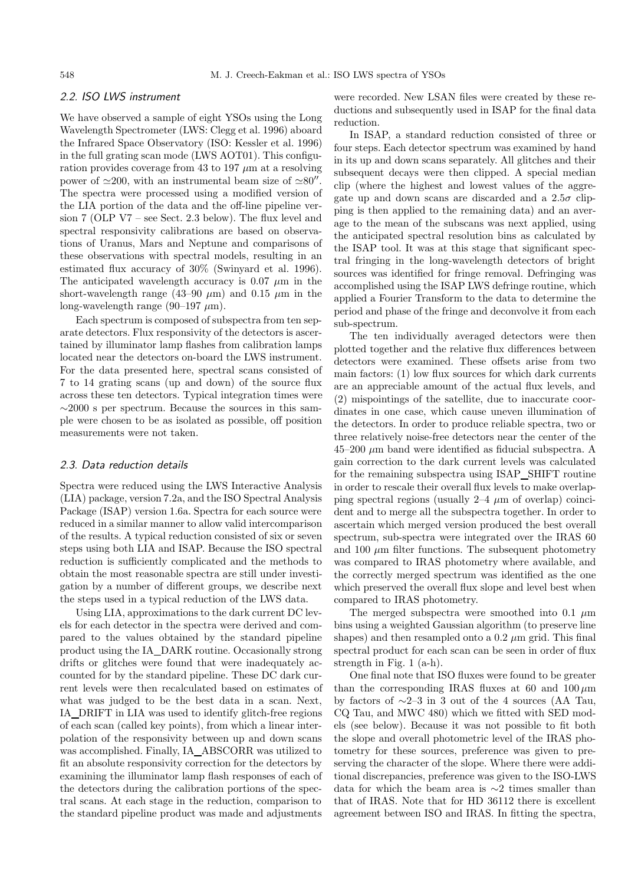### 2.2. ISO LWS instrument

We have observed a sample of eight YSOs using the Long Wavelength Spectrometer (LWS: Clegg et al. 1996) aboard the Infrared Space Observatory (ISO: Kessler et al. 1996) in the full grating scan mode (LWS AOT01). This configuration provides coverage from 43 to 197 $\mu$m at a resolving power of $\simeq$200, with an instrumental beam size of $\simeq 80''$. The spectra were processed using a modified version of the LIA portion of the data and the off-line pipeline version 7 (OLP V7 – see Sect. 2.3 below). The flux level and spectral responsivity calibrations are based on observations of Uranus, Mars and Neptune and comparisons of these observations with spectral models, resulting in an estimated flux accuracy of 30% (Swinyard et al. 1996). The anticipated wavelength accuracy is 0.07 $\mu$m in the short-wavelength range (43–90 $\mu$m) and 0.15 $\mu$m in the long-wavelength range (90–197 $\mu$m).

Each spectrum is composed of subspectra from ten separate detectors. Flux responsivity of the detectors is ascertained by illuminator lamp flashes from calibration lamps located near the detectors on-board the LWS instrument. For the data presented here, spectral scans consisted of 7 to 14 grating scans (up and down) of the source flux across these ten detectors. Typical integration times were $\sim$2000 s per spectrum. Because the sources in this sample were chosen to be as isolated as possible, off position measurements were not taken.

### 2.3. Data reduction details

Spectra were reduced using the LWS Interactive Analysis (LIA) package, version 7.2a, and the ISO Spectral Analysis Package (ISAP) version 1.6a. Spectra for each source were reduced in a similar manner to allow valid intercomparison of the results. A typical reduction consisted of six or seven steps using both LIA and ISAP. Because the ISO spectral reduction is sufficiently complicated and the methods to obtain the most reasonable spectra are still under investigation by a number of different groups, we describe next the steps used in a typical reduction of the LWS data.

Using LIA, approximations to the dark current DC levels for each detector in the spectra were derived and compared to the values obtained by the standard pipeline product using the IA_DARK routine. Occasionally strong drifts or glitches were found that were inadequately accounted for by the standard pipeline. These DC dark current levels were then recalculated based on estimates of what was judged to be the best data in a scan. Next, IA_DRIFT in LIA was used to identify glitch-free regions of each scan (called key points), from which a linear interpolation of the responsivity between up and down scans was accomplished. Finally, IA_ABSCORR was utilized to fit an absolute responsivity correction for the detectors by examining the illuminator lamp flash responses of each of the detectors during the calibration portions of the spectral scans. At each stage in the reduction, comparison to the standard pipeline product was made and adjustments were recorded. New LSAN files were created by these reductions and subsequently used in ISAP for the final data reduction.

In ISAP, a standard reduction consisted of three or four steps. Each detector spectrum was examined by hand in its up and down scans separately. All glitches and their subsequent decays were then clipped. A special median clip (where the highest and lowest values of the aggregate up and down scans are discarded and a $2.5\sigma$ clipping is then applied to the remaining data) and an average to the mean of the subscans was next applied, using the anticipated spectral resolution bins as calculated by the ISAP tool. It was at this stage that significant spectral fringing in the long-wavelength detectors of bright sources was identified for fringe removal. Defringing was accomplished using the ISAP LWS defringe routine, which applied a Fourier Transform to the data to determine the period and phase of the fringe and deconvolve it from each sub-spectrum.

The ten individually averaged detectors were then plotted together and the relative flux differences between detectors were examined. These offsets arise from two main factors: (1) low flux sources for which dark currents are an appreciable amount of the actual flux levels, and (2) mispointings of the satellite, due to inaccurate coordinates in one case, which cause uneven illumination of the detectors. In order to produce reliable spectra, two or three relatively noise-free detectors near the center of the 45–200 $\mu$m band were identified as fiducial subspectra. A gain correction to the dark current levels was calculated for the remaining subspectra using ISAP_SHIFT routine in order to rescale their overall flux levels to make overlapping spectral regions (usually 2–4 $\mu$m of overlap) coincident and to merge all the subspectra together. In order to ascertain which merged version produced the best overall spectrum, sub-spectra were integrated over the IRAS 60 and 100 $\mu$m filter functions. The subsequent photometry was compared to IRAS photometry where available, and the correctly merged spectrum was identified as the one which preserved the overall flux slope and level best when compared to IRAS photometry.

The merged subspectra were smoothed into 0.1 $\mu$m bins using a weighted Gaussian algorithm (to preserve line shapes) and then resampled onto a 0.2 $\mu$m grid. This final spectral product for each scan can be seen in order of flux strength in Fig. 1 (a-h).

One final note that ISO fluxes were found to be greater than the corresponding IRAS fluxes at 60 and 100 $\mu$m by factors of $\sim$2–3 in 3 out of the 4 sources (AA Tau, CQ Tau, and MWC 480) which we fitted with SED models (see below). Because it was not possible to fit both the slope and overall photometric level of the IRAS photometry for these sources, preference was given to preserving the character of the slope. Where there were additional discrepancies, preference was given to the ISO-LWS data for which the beam area is $\sim$2 times smaller than that of IRAS. Note that for HD 36112 there is excellent agreement between ISO and IRAS. In fitting the spectra,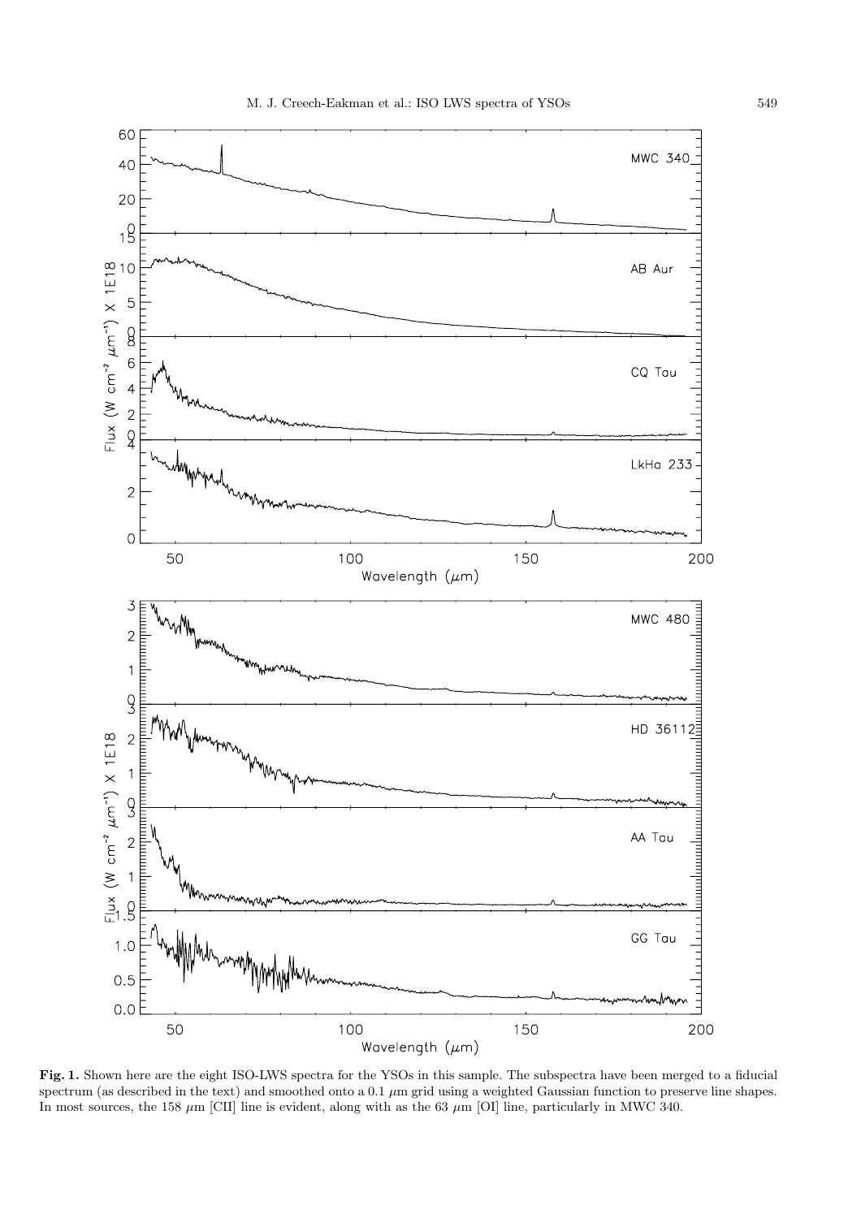**Fig. 1.** Shown here are the eight ISO-LWS spectra for the YSOs in this sample. The subspectra have been merged to a fiducial spectrum (as described in the text) and smoothed onto a 0.1 $\mu$m grid using a weighted Gaussian function to preserve line shapes. In most sources, the 158 $\mu$m [CII] line is evident, along with as the 63 $\mu$m [OI] line, particularly in MWC 340.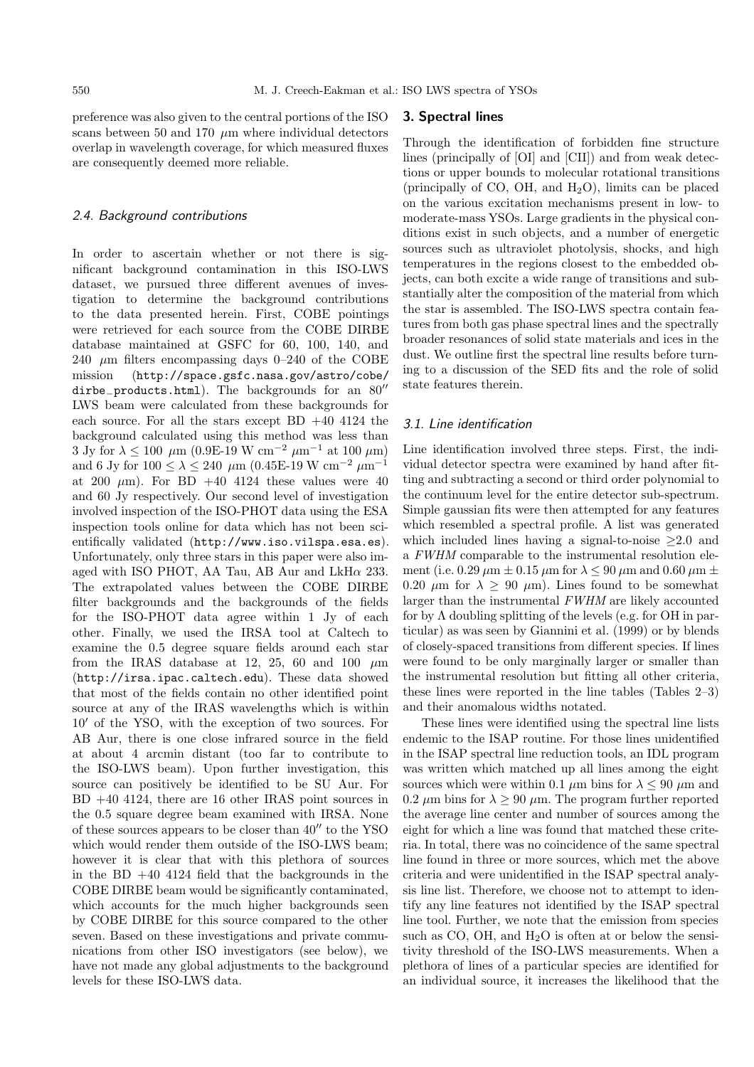preference was also given to the central portions of the ISO scans between 50 and 170 $\mu$m where individual detectors overlap in wavelength coverage, for which measured fluxes are consequently deemed more reliable.

### 2.4. Background contributions

In order to ascertain whether or not there is significant background contamination in this ISO-LWS dataset, we pursued three different avenues of investigation to determine the background contributions to the data presented herein. First, COBE pointings were retrieved for each source from the COBE DIRBE database maintained at GSFC for 60, 100, 140, and 240 $\mu$m filters encompassing days 0–240 of the COBE mission (http://space.gsfc.nasa.gov/astro/cobe/dirbe_products.html). The backgrounds for an $80''$ LWS beam were calculated from these backgrounds for each source. For all the stars except BD +40 4124 the background calculated using this method was less than 3 Jy for $\lambda \leq 100$ $\mu$m (0.9E-19 W cm$^{-2}$ $\mu$m$^{-1}$ at 100 $\mu$m) and 6 Jy for $100 \leq \lambda \leq 240$ $\mu$m (0.45E-19 W cm$^{-2}$ $\mu$m$^{-1}$ at 200 $\mu$m). For BD +40 4124 these values were 40 and 60 Jy respectively. Our second level of investigation involved inspection of the ISO-PHOT data using the ESA inspection tools online for data which has not been scientifically validated (http://www.iso.vilspa.esa.es). Unfortunately, only three stars in this paper were also imaged with ISO PHOT, AA Tau, AB Aur and LkH$\alpha$ 233. The extrapolated values between the COBE DIRBE filter backgrounds and the backgrounds of the fields for the ISO-PHOT data agree within 1 Jy of each other. Finally, we used the IRSA tool at Caltech to examine the 0.5 degree square fields around each star from the IRAS database at 12, 25, 60 and 100 $\mu$m (http://irsa.ipac.caltech.edu). These data showed that most of the fields contain no other identified point source at any of the IRAS wavelengths which is within $10'$ of the YSO, with the exception of two sources. For AB Aur, there is one close infrared source in the field at about 4 arcmin distant (too far to contribute to the ISO-LWS beam). Upon further investigation, this source can positively be identified to be SU Aur. For BD +40 4124, there are 16 other IRAS point sources in the 0.5 square degree beam examined with IRSA. None of these sources appears to be closer than $40''$ to the YSO which would render them outside of the ISO-LWS beam; however it is clear that with this plethora of sources in the BD +40 4124 field that the backgrounds in the COBE DIRBE beam would be significantly contaminated, which accounts for the much higher backgrounds seen by COBE DIRBE for this source compared to the other seven. Based on these investigations and private communications from other ISO investigators (see below), we have not made any global adjustments to the background levels for these ISO-LWS data.

## 3. Spectral lines

Through the identification of forbidden fine structure lines (principally of [OI] and [CII]) and from weak detections or upper bounds to molecular rotational transitions (principally of CO, OH, and $H_2O$), limits can be placed on the various excitation mechanisms present in low- to moderate-mass YSOs. Large gradients in the physical conditions exist in such objects, and a number of energetic sources such as ultraviolet photolysis, shocks, and high temperatures in the regions closest to the embedded objects, can both excite a wide range of transitions and substantially alter the composition of the material from which the star is assembled. The ISO-LWS spectra contain features from both gas phase spectral lines and the spectrally broader resonances of solid state materials and ices in the dust. We outline first the spectral line results before turning to a discussion of the SED fits and the role of solid state features therein.

### 3.1. Line identification

Line identification involved three steps. First, the individual detector spectra were examined by hand after fitting and subtracting a second or third order polynomial to the continuum level for the entire detector sub-spectrum. Simple gaussian fits were then attempted for any features which resembled a spectral profile. A list was generated which included lines having a signal-to-noise $\geq$2.0 and a *FWHM* comparable to the instrumental resolution element (i.e. 0.29 $\mu$m $\pm$ 0.15 $\mu$m for $\lambda \leq 90$ $\mu$m and 0.60 $\mu$m $\pm$ 0.20 $\mu$m for $\lambda \geq 90$ $\mu$m). Lines found to be somewhat larger than the instrumental *FWHM* are likely accounted for by $\Lambda$ doubling splitting of the levels (e.g. for OH in particular) as was seen by Giannini et al. (1999) or by blends of closely-spaced transitions from different species. If lines were found to be only marginally larger or smaller than the instrumental resolution but fitting all other criteria, these lines were reported in the line tables (Tables 2–3) and their anomalous widths notated.

These lines were identified using the spectral line lists endemic to the ISAP routine. For those lines unidentified in the ISAP spectral line reduction tools, an IDL program was written which matched up all lines among the eight sources which were within 0.1 $\mu$m bins for $\lambda \leq 90$ $\mu$m and 0.2 $\mu$m bins for $\lambda \geq 90$ $\mu$m. The program further reported the average line center and number of sources among the eight for which a line was found that matched these criteria. In total, there was no coincidence of the same spectral line found in three or more sources, which met the above criteria and were unidentified in the ISAP spectral analysis line list. Therefore, we choose not to attempt to identify any line features not identified by the ISAP spectral line tool. Further, we note that the emission from species such as CO, OH, and $H_2O$ is often at or below the sensitivity threshold of the ISO-LWS measurements. When a plethora of lines of a particular species are identified for an individual source, it increases the likelihood that the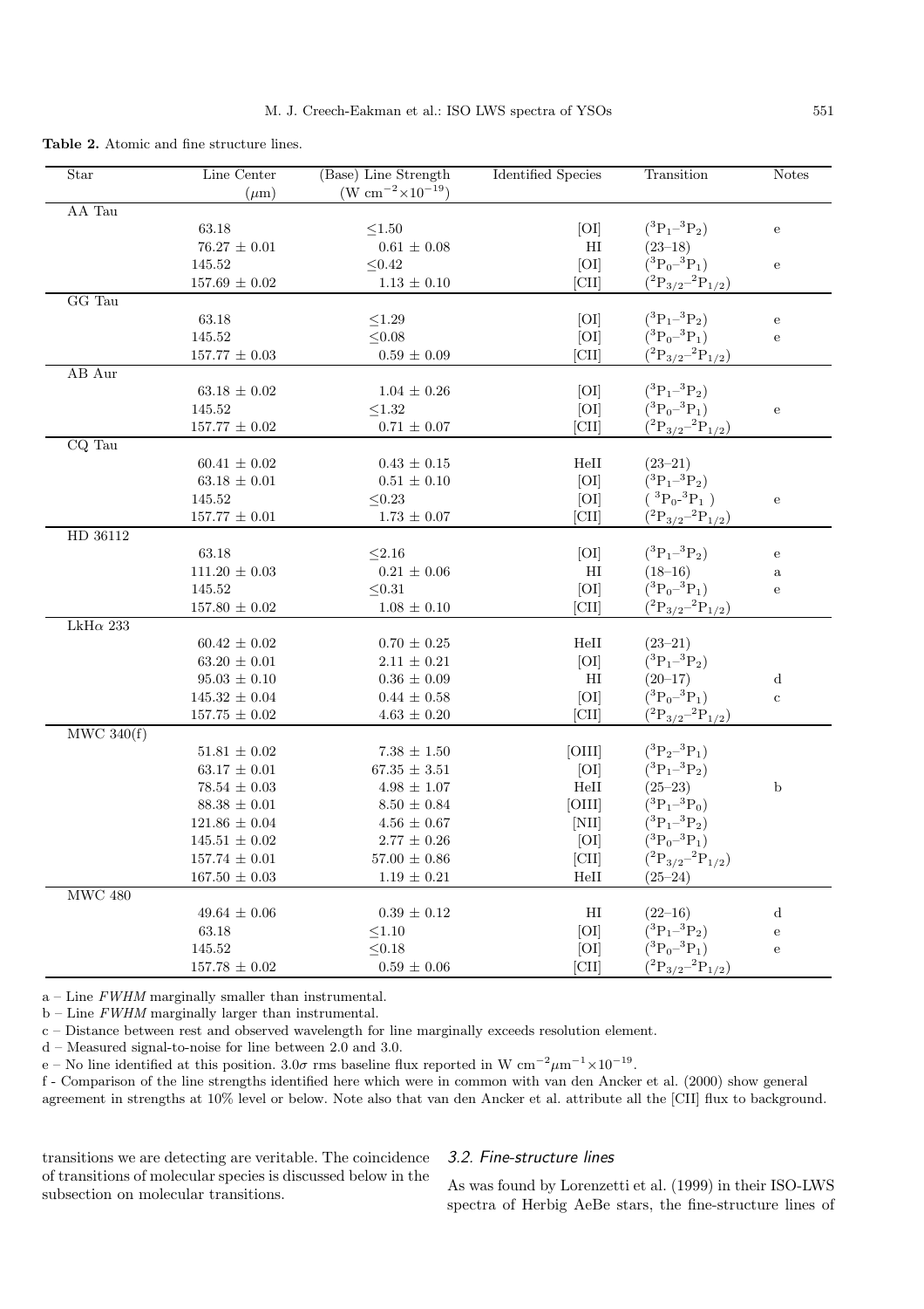**Table 2.** Atomic and fine structure lines.

| Star | Line Center ($\mu$m) | (Base) Line Strength (W cm$^{-2}$$\times$10$^{-19}$) | Identified Species | Transition | Notes |
|---|---|---|---|---|---|
| AA Tau | | | | | |
| | 63.18 | $\leq$1.50 | [OI] | ($^3$P$_1$–$^3$P$_2$) | e |
| | 76.27 $\pm$ 0.01 | 0.61 $\pm$ 0.08 | HI | (23–18) | |
| | 145.52 | $\leq$0.42 | [OI] | ($^3$P$_0$–$^3$P$_1$) | e |
| | 157.69 $\pm$ 0.02 | 1.13 $\pm$ 0.10 | [CII] | ($^2$P$_{3/2}$–$^2$P$_{1/2}$) | |
| GG Tau | | | | | |
| | 63.18 | $\leq$1.29 | [OI] | ($^3$P$_1$–$^3$P$_2$) | e |
| | 145.52 | $\leq$0.08 | [OI] | ($^3$P$_0$–$^3$P$_1$) | e |
| | 157.77 $\pm$ 0.03 | 0.59 $\pm$ 0.09 | [CII] | ($^2$P$_{3/2}$–$^2$P$_{1/2}$) | |
| AB Aur | | | | | |
| | 63.18 $\pm$ 0.02 | 1.04 $\pm$ 0.26 | [OI] | ($^3$P$_1$–$^3$P$_2$) | |
| | 145.52 | $\leq$1.32 | [OI] | ($^3$P$_0$–$^3$P$_1$) | e |
| | 157.77 $\pm$ 0.02 | 0.71 $\pm$ 0.07 | [CII] | ($^2$P$_{3/2}$–$^2$P$_{1/2}$) | |
| CQ Tau | | | | | |
| | 60.41 $\pm$ 0.02 | 0.43 $\pm$ 0.15 | HeII | (23–21) | |
| | 63.18 $\pm$ 0.01 | 0.51 $\pm$ 0.10 | [OI] | ($^3$P$_1$–$^3$P$_2$) | |
| | 145.52 | $\leq$0.23 | [OI] | ($^3$P$_0$–$^3$P$_1$) | e |
| | 157.77 $\pm$ 0.01 | 1.73 $\pm$ 0.07 | [CII] | ($^2$P$_{3/2}$–$^2$P$_{1/2}$) | |
| HD 36112 | | | | | |
| | 63.18 | $\leq$2.16 | [OI] | ($^3$P$_1$–$^3$P$_2$) | e |
| | 111.20 $\pm$ 0.03 | 0.21 $\pm$ 0.06 | HI | (18–16) | a |
| | 145.52 | $\leq$0.31 | [OI] | ($^3$P$_0$–$^3$P$_1$) | e |
| | 157.80 $\pm$ 0.02 | 1.08 $\pm$ 0.10 | [CII] | ($^2$P$_{3/2}$–$^2$P$_{1/2}$) | |
| LkH$\alpha$ 233 | | | | | |
| | 60.42 $\pm$ 0.02 | 0.70 $\pm$ 0.25 | HeII | (23–21) | |
| | 63.20 $\pm$ 0.01 | 2.11 $\pm$ 0.21 | [OI] | ($^3$P$_1$–$^3$P$_2$) | |
| | 95.03 $\pm$ 0.10 | 0.36 $\pm$ 0.09 | HI | (20–17) | d |
| | 145.32 $\pm$ 0.04 | 0.44 $\pm$ 0.58 | [OI] | ($^3$P$_0$–$^3$P$_1$) | c |
| | 157.75 $\pm$ 0.02 | 4.63 $\pm$ 0.20 | [CII] | ($^2$P$_{3/2}$–$^2$P$_{1/2}$) | |
| MWC 340(f) | | | | | |
| | 51.81 $\pm$ 0.02 | 7.38 $\pm$ 1.50 | [OIII] | ($^3$P$_2$–$^3$P$_1$) | |
| | 63.17 $\pm$ 0.01 | 67.35 $\pm$ 3.51 | [OI] | ($^3$P$_1$–$^3$P$_2$) | |
| | 78.54 $\pm$ 0.03 | 4.98 $\pm$ 1.07 | HeII | (25–23) | b |
| | 88.38 $\pm$ 0.01 | 8.50 $\pm$ 0.84 | [OIII] | ($^3$P$_1$–$^3$P$_0$) | |
| | 121.86 $\pm$ 0.04 | 4.56 $\pm$ 0.67 | [NII] | ($^3$P$_1$–$^3$P$_2$) | |
| | 145.51 $\pm$ 0.02 | 2.77 $\pm$ 0.26 | [OI] | ($^3$P$_0$–$^3$P$_1$) | |
| | 157.74 $\pm$ 0.01 | 57.00 $\pm$ 0.86 | [CII] | ($^2$P$_{3/2}$–$^2$P$_{1/2}$) | |
| | 167.50 $\pm$ 0.03 | 1.19 $\pm$ 0.21 | HeII | (25–24) | |
| MWC 480 | | | | | |
| | 49.64 $\pm$ 0.06 | 0.39 $\pm$ 0.12 | HI | (22–16) | d |
| | 63.18 | $\leq$1.10 | [OI] | ($^3$P$_1$–$^3$P$_2$) | e |
| | 145.52 | $\leq$0.18 | [OI] | ($^3$P$_0$–$^3$P$_1$) | e |
| | 157.78 $\pm$ 0.02 | 0.59 $\pm$ 0.06 | [CII] | ($^2$P$_{3/2}$–$^2$P$_{1/2}$) | |

a – Line *FWHM* marginally smaller than instrumental.
b – Line *FWHM* marginally larger than instrumental.
c – Distance between rest and observed wavelength for line marginally exceeds resolution element.
d – Measured signal-to-noise for line between 2.0 and 3.0.
e – No line identified at this position. 3.0$\sigma$ rms baseline flux reported in W cm$^{-2}\mu$m$^{-1}\times$10$^{-19}$.
f - Comparison of the line strengths identified here which were in common with van den Ancker et al. (2000) show general agreement in strengths at 10% level or below. Note also that van den Ancker et al. attribute all the [CII] flux to background.

transitions we are detecting are veritable. The coincidence of transitions of molecular species is discussed below in the subsection on molecular transitions.

### 3.2. Fine-structure lines

As was found by Lorenzetti et al. (1999) in their ISO-LWS spectra of Herbig AeBe stars, the fine-structure lines of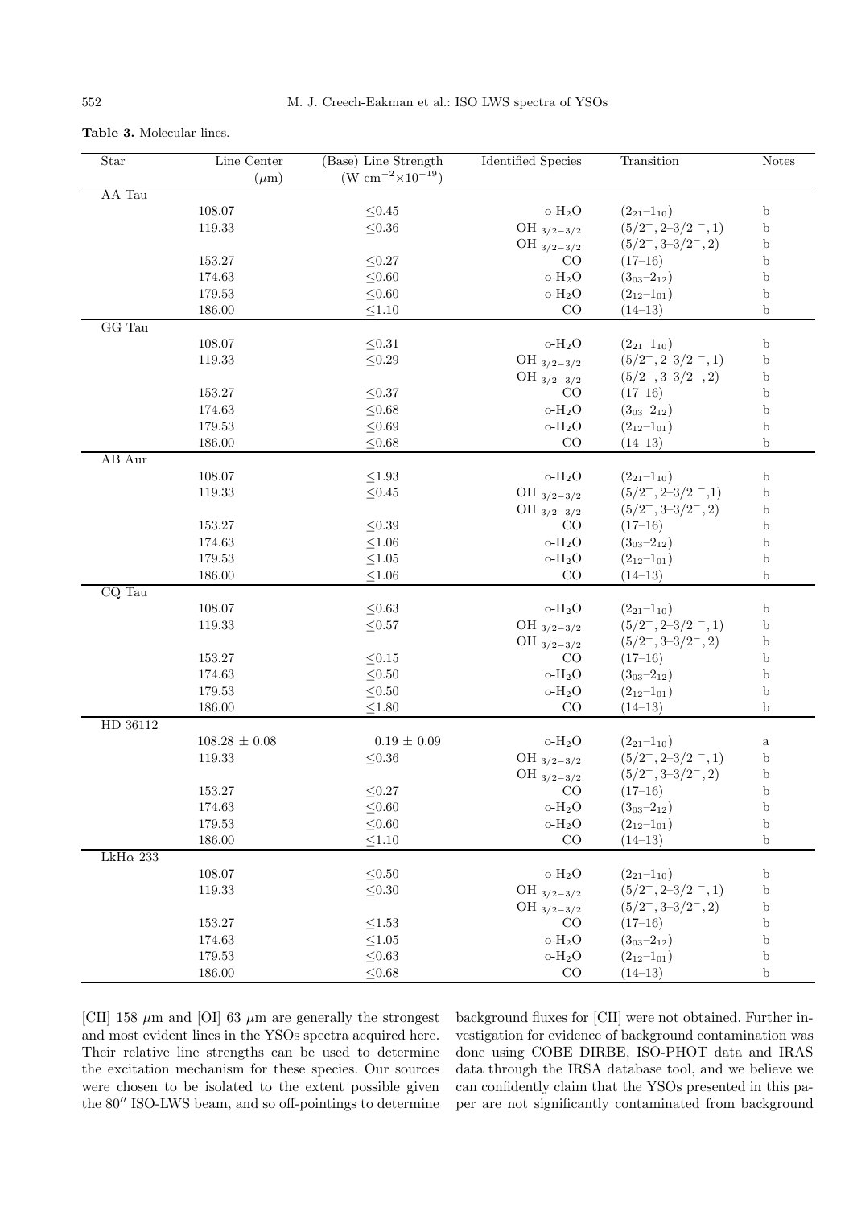**Table 3.** Molecular lines.

| Star | Line Center ($\mu$m) | (Base) Line Strength (W cm$^{-2}$$\times$10$^{-19}$) | Identified Species | Transition | Notes |
|---|---|---|---|---|---|
| AA Tau | | | | | |
| | 108.07 | $\leq$0.45 | o-$H_2O$ | $(2_{21}$–$1_{10})$ | b |
| | 119.33 | $\leq$0.36 | OH $_{3/2-3/2}$ | $(5/2^+, 2$–$3/2^-, 1)$ | b |
| | | | OH $_{3/2-3/2}$ | $(5/2^+, 3$–$3/2^-, 2)$ | b |
| | 153.27 | $\leq$0.27 | CO | (17–16) | b |
| | 174.63 | $\leq$0.60 | o-$H_2O$ | $(3_{03}$–$2_{12})$ | b |
| | 179.53 | $\leq$0.60 | o-$H_2O$ | $(2_{12}$–$1_{01})$ | b |
| | 186.00 | $\leq$1.10 | CO | (14–13) | b |
| GG Tau | | | | | |
| | 108.07 | $\leq$0.31 | o-$H_2O$ | $(2_{21}$–$1_{10})$ | b |
| | 119.33 | $\leq$0.29 | OH $_{3/2-3/2}$ | $(5/2^+, 2$–$3/2^-, 1)$ | b |
| | | | OH $_{3/2-3/2}$ | $(5/2^+, 3$–$3/2^-, 2)$ | b |
| | 153.27 | $\leq$0.37 | CO | (17–16) | b |
| | 174.63 | $\leq$0.68 | o-$H_2O$ | $(3_{03}$–$2_{12})$ | b |
| | 179.53 | $\leq$0.69 | o-$H_2O$ | $(2_{12}$–$1_{01})$ | b |
| | 186.00 | $\leq$0.68 | CO | (14–13) | b |
| AB Aur | | | | | |
| | 108.07 | $\leq$1.93 | o-$H_2O$ | $(2_{21}$–$1_{10})$ | b |
| | 119.33 | $\leq$0.45 | OH $_{3/2-3/2}$ | $(5/2^+, 2$–$3/2^-, 1)$ | b |
| | | | OH $_{3/2-3/2}$ | $(5/2^+, 3$–$3/2^-, 2)$ | b |
| | 153.27 | $\leq$0.39 | CO | (17–16) | b |
| | 174.63 | $\leq$1.06 | o-$H_2O$ | $(3_{03}$–$2_{12})$ | b |
| | 179.53 | $\leq$1.05 | o-$H_2O$ | $(2_{12}$–$1_{01})$ | b |
| | 186.00 | $\leq$1.06 | CO | (14–13) | b |
| CQ Tau | | | | | |
| | 108.07 | $\leq$0.63 | o-$H_2O$ | $(2_{21}$–$1_{10})$ | b |
| | 119.33 | $\leq$0.57 | OH $_{3/2-3/2}$ | $(5/2^+, 2$–$3/2^-, 1)$ | b |
| | | | OH $_{3/2-3/2}$ | $(5/2^+, 3$–$3/2^-, 2)$ | b |
| | 153.27 | $\leq$0.15 | CO | (17–16) | b |
| | 174.63 | $\leq$0.50 | o-$H_2O$ | $(3_{03}$–$2_{12})$ | b |
| | 179.53 | $\leq$0.50 | o-$H_2O$ | $(2_{12}$–$1_{01})$ | b |
| | 186.00 | $\leq$1.80 | CO | (14–13) | b |
| HD 36112 | | | | | |
| | 108.28 $\pm$ 0.08 | 0.19 $\pm$ 0.09 | o-$H_2O$ | $(2_{21}$–$1_{10})$ | a |
| | 119.33 | $\leq$0.36 | OH $_{3/2-3/2}$ | $(5/2^+, 2$–$3/2^-, 1)$ | b |
| | | | OH $_{3/2-3/2}$ | $(5/2^+, 3$–$3/2^-, 2)$ | b |
| | 153.27 | $\leq$0.27 | CO | (17–16) | b |
| | 174.63 | $\leq$0.60 | o-$H_2O$ | $(3_{03}$–$2_{12})$ | b |
| | 179.53 | $\leq$0.60 | o-$H_2O$ | $(2_{12}$–$1_{01})$ | b |
| | 186.00 | $\leq$1.10 | CO | (14–13) | b |
| LkH$\alpha$ 233 | | | | | |
| | 108.07 | $\leq$0.50 | o-$H_2O$ | $(2_{21}$–$1_{10})$ | b |
| | 119.33 | $\leq$0.30 | OH $_{3/2-3/2}$ | $(5/2^+, 2$–$3/2^-, 1)$ | b |
| | | | OH $_{3/2-3/2}$ | $(5/2^+, 3$–$3/2^-, 2)$ | b |
| | 153.27 | $\leq$1.53 | CO | (17–16) | b |
| | 174.63 | $\leq$1.05 | o-$H_2O$ | $(3_{03}$–$2_{12})$ | b |
| | 179.53 | $\leq$0.63 | o-$H_2O$ | $(2_{12}$–$1_{01})$ | b |
| | 186.00 | $\leq$0.68 | CO | (14–13) | b |

[CII] 158 $\mu$m and [OI] 63 $\mu$m are generally the strongest and most evident lines in the YSOs spectra acquired here. Their relative line strengths can be used to determine the excitation mechanism for these species. Our sources were chosen to be isolated to the extent possible given the 80$''$ ISO-LWS beam, and so off-pointings to determine background fluxes for [CII] were not obtained. Further investigation for evidence of background contamination was done using COBE DIRBE, ISO-PHOT data and IRAS data through the IRSA database tool, and we believe we can confidently claim that the YSOs presented in this paper are not significantly contaminated from background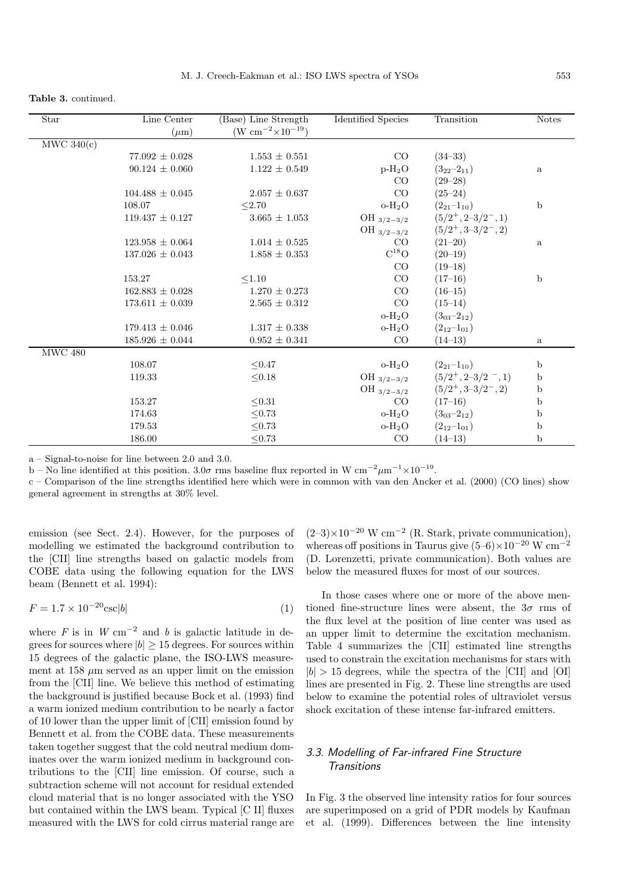**Table 3.** continued.

| Star | Line Center ($\mu$m) | (Base) Line Strength (W cm$^{-2}\times10^{-19}$) | Identified Species | Transition | Notes |
|---|---|---|---|---|---|
| MWC 340(c) | | | | | |
| | $77.092 \pm 0.028$ | $1.553 \pm 0.551$ | CO | (34–33) | |
| | $90.124 \pm 0.060$ | $1.122 \pm 0.549$ | p-$H_2O$ | ($3_{22}$–$2_{11}$) | a |
| | | | CO | (29–28) | |
| | $104.488 \pm 0.045$ | $2.057 \pm 0.637$ | CO | (25–24) | |
| | 108.07 | $\leq$2.70 | o-$H_2O$ | ($2_{21}$–$1_{10}$) | b |
| | $119.437 \pm 0.127$ | $3.665 \pm 1.053$ | OH $_{3/2-3/2}$ | $(5/2^+, 2\text{–}3/2^-, 1)$ | |
| | | | OH $_{3/2-3/2}$ | $(5/2^+, 3\text{–}3/2^-, 2)$ | |
| | $123.958 \pm 0.064$ | $1.014 \pm 0.525$ | CO | (21–20) | a |
| | $137.026 \pm 0.043$ | $1.858 \pm 0.353$ | $C^{18}O$ | (20–19) | |
| | | | CO | (19–18) | |
| | 153.27 | $\leq$1.10 | CO | (17–16) | b |
| | $162.883 \pm 0.028$ | $1.270 \pm 0.273$ | CO | (16–15) | |
| | $173.611 \pm 0.039$ | $2.565 \pm 0.312$ | CO | (15–14) | |
| | | | o-$H_2O$ | ($3_{03}$–$2_{12}$) | |
| | $179.413 \pm 0.046$ | $1.317 \pm 0.338$ | o-$H_2O$ | ($2_{12}$–$1_{01}$) | |
| | $185.926 \pm 0.044$ | $0.952 \pm 0.341$ | CO | (14–13) | a |
| MWC 480 | | | | | |
| | 108.07 | $\leq$0.47 | o-$H_2O$ | ($2_{21}$–$1_{10}$) | b |
| | 119.33 | $\leq$0.18 | OH $_{3/2-3/2}$ | $(5/2^+, 2\text{–}3/2^-, 1)$ | b |
| | | | OH $_{3/2-3/2}$ | $(5/2^+, 3\text{–}3/2^-, 2)$ | b |
| | 153.27 | $\leq$0.31 | CO | (17–16) | b |
| | 174.63 | $\leq$0.73 | o-$H_2O$ | ($3_{03}$–$2_{12}$) | b |
| | 179.53 | $\leq$0.73 | o-$H_2O$ | ($2_{12}$–$1_{01}$) | b |
| | 186.00 | $\leq$0.73 | CO | (14–13) | b |

a – Signal-to-noise for line between 2.0 and 3.0.

b – No line identified at this position. $3.0\sigma$ rms baseline flux reported in W cm$^{-2}\mu$m$^{-1}\times10^{-19}$.

c – Comparison of the line strengths identified here which were in common with van den Ancker et al. (2000) (CO lines) show general agreement in strengths at 30% level.

emission (see Sect. 2.4). However, for the purposes of modelling we estimated the background contribution to the [CII] line strengths based on galactic models from COBE data using the following equation for the LWS beam (Bennett et al. 1994):

$$F = 1.7 \times 10^{-20} \csc|b| \tag{1}$$

where $F$ is in $W$ cm$^{-2}$ and $b$ is galactic latitude in degrees for sources where $|b| \geq 15$ degrees. For sources within 15 degrees of the galactic plane, the ISO-LWS measurement at 158 $\mu$m served as an upper limit on the emission from the [CII] line. We believe this method of estimating the background is justified because Bock et al. (1993) find a warm ionized medium contribution to be nearly a factor of 10 lower than the upper limit of [CII] emission found by Bennett et al. from the COBE data. These measurements taken together suggest that the cold neutral medium dominates over the warm ionized medium in background contributions to the [CII] line emission. Of course, such a subtraction scheme will not account for residual extended cloud material that is no longer associated with the YSO but contained within the LWS beam. Typical [C II] fluxes measured with the LWS for cold cirrus material range are $(2\text{–}3)\times10^{-20}$ W cm$^{-2}$ (R. Stark, private communication), whereas off positions in Taurus give $(5\text{–}6)\times10^{-20}$ W cm$^{-2}$ (D. Lorenzetti, private communication). Both values are below the measured fluxes for most of our sources.

In those cases where one or more of the above mentioned fine-structure lines were absent, the $3\sigma$ rms of the flux level at the position of line center was used as an upper limit to determine the excitation mechanism. Table 4 summarizes the [CII] estimated line strengths used to constrain the excitation mechanisms for stars with $|b| > 15$ degrees, while the spectra of the [CII] and [OI] lines are presented in Fig. 2. These line strengths are used below to examine the potential roles of ultraviolet versus shock excitation of these intense far-infrared emitters.

### 3.3. Modelling of Far-infrared Fine Structure Transitions

In Fig. 3 the observed line intensity ratios for four sources are superimposed on a grid of PDR models by Kaufman et al. (1999). Differences between the line intensity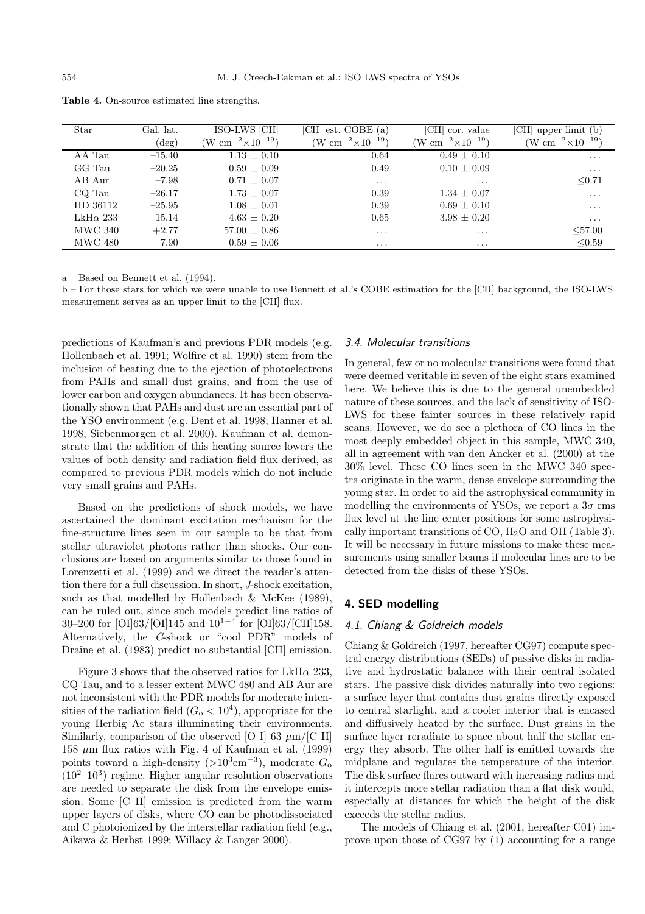**Table 4.** On-source estimated line strengths.

| Star | Gal. lat. (deg) | ISO-LWS [CII] ($W\ cm^{-2} \times 10^{-19}$) | [CII] est. COBE (a) ($W\ cm^{-2} \times 10^{-19}$) | [CII] cor. value ($W\ cm^{-2} \times 10^{-19}$) | [CII] upper limit (b) ($W\ cm^{-2} \times 10^{-19}$) |
|---|---|---|---|---|---|
| AA Tau | −15.40 | 1.13 ± 0.10 | 0.64 | 0.49 ± 0.10 | ... |
| GG Tau | −20.25 | 0.59 ± 0.09 | 0.49 | 0.10 ± 0.09 | ... |
| AB Aur | −7.98 | 0.71 ± 0.07 | ... | ... | ≤0.71 |
| CQ Tau | −26.17 | 1.73 ± 0.07 | 0.39 | 1.34 ± 0.07 | ... |
| HD 36112 | −25.95 | 1.08 ± 0.01 | 0.39 | 0.69 ± 0.10 | ... |
| LkHα 233 | −15.14 | 4.63 ± 0.20 | 0.65 | 3.98 ± 0.20 | ... |
| MWC 340 | +2.77 | 57.00 ± 0.86 | ... | ... | ≤57.00 |
| MWC 480 | −7.90 | 0.59 ± 0.06 | ... | ... | ≤0.59 |

a – Based on Bennett et al. (1994).

b – For those stars for which we were unable to use Bennett et al.'s COBE estimation for the [CII] background, the ISO-LWS measurement serves as an upper limit to the [CII] flux.

predictions of Kaufman's and previous PDR models (e.g. Hollenbach et al. 1991; Wolfire et al. 1990) stem from the inclusion of heating due to the ejection of photoelectrons from PAHs and small dust grains, and from the use of lower carbon and oxygen abundances. It has been observationally shown that PAHs and dust are an essential part of the YSO environment (e.g. Dent et al. 1998; Hanner et al. 1998; Siebenmorgen et al. 2000). Kaufman et al. demonstrate that the addition of this heating source lowers the values of both density and radiation field flux derived, as compared to previous PDR models which do not include very small grains and PAHs.

Based on the predictions of shock models, we have ascertained the dominant excitation mechanism for the fine-structure lines seen in our sample to be that from stellar ultraviolet photons rather than shocks. Our conclusions are based on arguments similar to those found in Lorenzetti et al. (1999) and we direct the reader's attention there for a full discussion. In short, *J*-shock excitation, such as that modelled by Hollenbach & McKee (1989), can be ruled out, since such models predict line ratios of 30–200 for [OI]63/[OI]145 and $10^{1-4}$ for [OI]63/[CII]158. Alternatively, the *C*-shock or "cool PDR" models of Draine et al. (1983) predict no substantial [CII] emission.

Figure 3 shows that the observed ratios for LkHα 233, CQ Tau, and to a lesser extent MWC 480 and AB Aur are not inconsistent with the PDR models for moderate intensities of the radiation field ($G_o < 10^4$), appropriate for the young Herbig Ae stars illuminating their environments. Similarly, comparison of the observed [O I] 63 μm/[C II] 158 μm flux ratios with Fig. 4 of Kaufman et al. (1999) points toward a high-density ($>10^3$cm$^{-3}$), moderate $G_o$ ($10^2$–$10^3$) regime. Higher angular resolution observations are needed to separate the disk from the envelope emission. Some [C II] emission is predicted from the warm upper layers of disks, where CO can be photodissociated and C photoionized by the interstellar radiation field (e.g., Aikawa & Herbst 1999; Willacy & Langer 2000).

### 3.4. Molecular transitions

In general, few or no molecular transitions were found that were deemed veritable in seven of the eight stars examined here. We believe this is due to the general unembedded nature of these sources, and the lack of sensitivity of ISO-LWS for these fainter sources in these relatively rapid scans. However, we do see a plethora of CO lines in the most deeply embedded object in this sample, MWC 340, all in agreement with van den Ancker et al. (2000) at the 30% level. These CO lines seen in the MWC 340 spectra originate in the warm, dense envelope surrounding the young star. In order to aid the astrophysical community in modelling the environments of YSOs, we report a 3σ rms flux level at the line center positions for some astrophysically important transitions of CO, $H_2O$ and OH (Table 3). It will be necessary in future missions to make these measurements using smaller beams if molecular lines are to be detected from the disks of these YSOs.

## 4. SED modelling

### 4.1. Chiang & Goldreich models

Chiang & Goldreich (1997, hereafter CG97) compute spectral energy distributions (SEDs) of passive disks in radiative and hydrostatic balance with their central isolated stars. The passive disk divides naturally into two regions: a surface layer that contains dust grains directly exposed to central starlight, and a cooler interior that is encased and diffusively heated by the surface. Dust grains in the surface layer reradiate to space about half the stellar energy they absorb. The other half is emitted towards the midplane and regulates the temperature of the interior. The disk surface flares outward with increasing radius and it intercepts more stellar radiation than a flat disk would, especially at distances for which the height of the disk exceeds the stellar radius.

The models of Chiang et al. (2001, hereafter C01) improve upon those of CG97 by (1) accounting for a range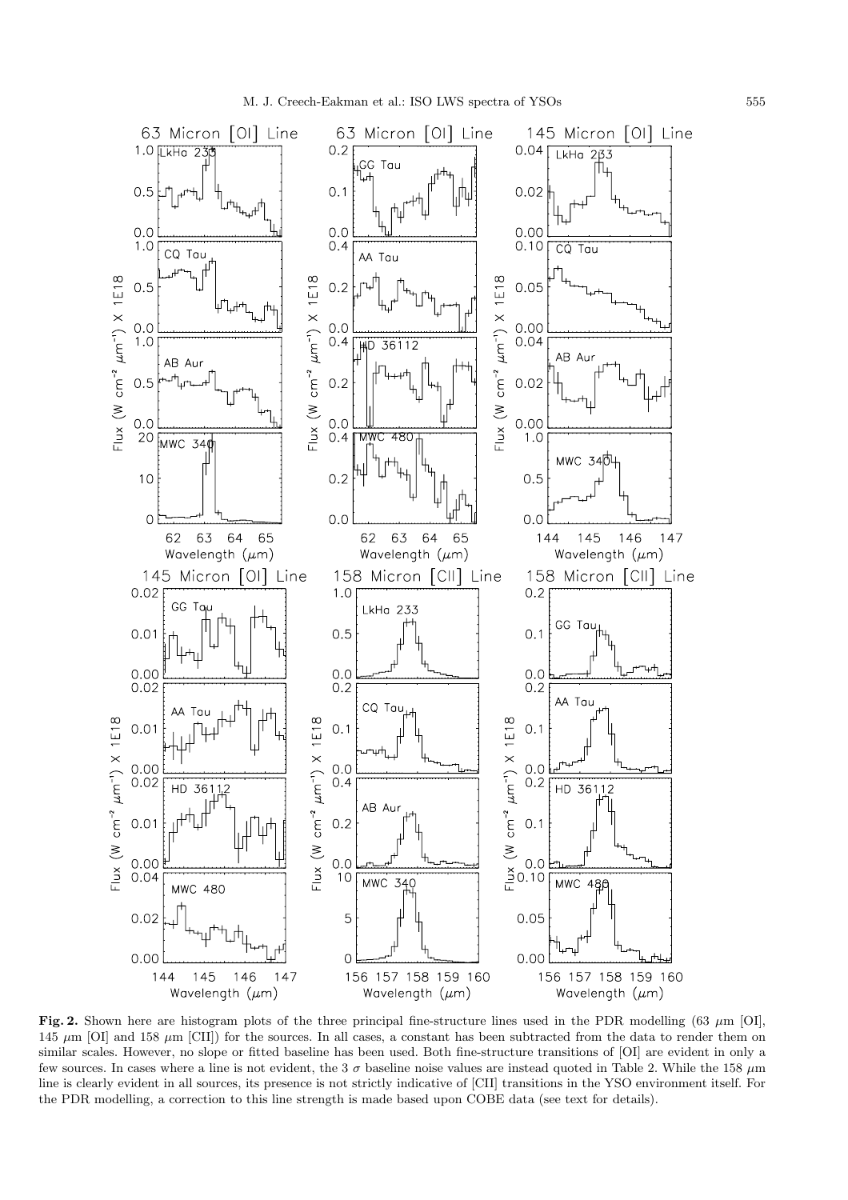**Fig. 2.** Shown here are histogram plots of the three principal fine-structure lines used in the PDR modelling (63 $\mu$m [OI], 145 $\mu$m [OI] and 158 $\mu$m [CII]) for the sources. In all cases, a constant has been subtracted from the data to render them on similar scales. However, no slope or fitted baseline has been used. Both fine-structure transitions of [OI] are evident in only a few sources. In cases where a line is not evident, the 3 $\sigma$ baseline noise values are instead quoted in Table 2. While the 158 $\mu$m line is clearly evident in all sources, its presence is not strictly indicative of [CII] transitions in the YSO environment itself. For the PDR modelling, a correction to this line strength is made based upon COBE data (see text for details).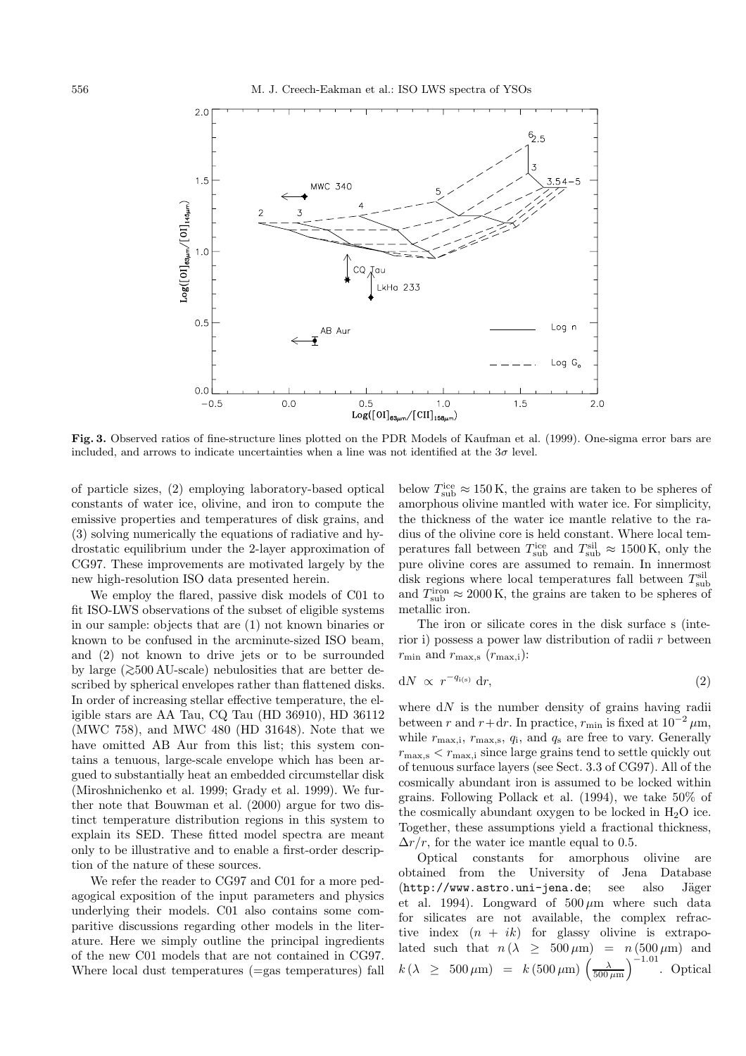**Fig. 3.** Observed ratios of fine-structure lines plotted on the PDR Models of Kaufman et al. (1999). One-sigma error bars are included, and arrows to indicate uncertainties when a line was not identified at the $3\sigma$ level.

of particle sizes, (2) employing laboratory-based optical constants of water ice, olivine, and iron to compute the emissive properties and temperatures of disk grains, and (3) solving numerically the equations of radiative and hydrostatic equilibrium under the 2-layer approximation of CG97. These improvements are motivated largely by the new high-resolution ISO data presented herein.

We employ the flared, passive disk models of C01 to fit ISO-LWS observations of the subset of eligible systems in our sample: objects that are (1) not known binaries or known to be confused in the arcminute-sized ISO beam, and (2) not known to drive jets or to be surrounded by large ($\gtrsim$500 AU-scale) nebulosities that are better described by spherical envelopes rather than flattened disks. In order of increasing stellar effective temperature, the eligible stars are AA Tau, CQ Tau (HD 36910), HD 36112 (MWC 758), and MWC 480 (HD 31648). Note that we have omitted AB Aur from this list; this system contains a tenuous, large-scale envelope which has been argued to substantially heat an embedded circumstellar disk (Miroshnichenko et al. 1999; Grady et al. 1999). We further note that Bouwman et al. (2000) argue for two distinct temperature distribution regions in this system to explain its SED. These fitted model spectra are meant only to be illustrative and to enable a first-order description of the nature of these sources.

We refer the reader to CG97 and C01 for a more pedagogical exposition of the input parameters and physics underlying their models. C01 also contains some comparitive discussions regarding other models in the literature. Here we simply outline the principal ingredients of the new C01 models that are not contained in CG97. Where local dust temperatures (=gas temperatures) fall below $T_{\rm sub}^{\rm ice} \approx 150\,$K, the grains are taken to be spheres of amorphous olivine mantled with water ice. For simplicity, the thickness of the water ice mantle relative to the radius of the olivine core is held constant. Where local temperatures fall between $T_{\rm sub}^{\rm ice}$ and $T_{\rm sub}^{\rm sil} \approx 1500\,$K, only the pure olivine cores are assumed to remain. In innermost disk regions where local temperatures fall between $T_{\rm sub}^{\rm sil}$ and $T_{\rm sub}^{\rm iron} \approx 2000\,$K, the grains are taken to be spheres of metallic iron.

The iron or silicate cores in the disk surface s (interior i) possess a power law distribution of radii $r$ between $r_{\rm min}$ and $r_{\rm max,s}$ ($r_{\rm max,i}$):

$$
{\rm d}N \;\propto\; r^{-q_{\rm i(s)}}\;{\rm d}r, \tag{2}
$$

where d$N$ is the number density of grains having radii between $r$ and $r+{\rm d}r$. In practice, $r_{\rm min}$ is fixed at $10^{-2}\,\mu$m, while $r_{\rm max,i}$, $r_{\rm max,s}$, $q_{\rm i}$, and $q_{\rm s}$ are free to vary. Generally $r_{\rm max,s} < r_{\rm max,i}$ since large grains tend to settle quickly out of tenuous surface layers (see Sect. 3.3 of CG97). All of the cosmically abundant iron is assumed to be locked within grains. Following Pollack et al. (1994), we take 50% of the cosmically abundant oxygen to be locked in $H_2O$ ice. Together, these assumptions yield a fractional thickness, $\Delta r/r$, for the water ice mantle equal to 0.5.

Optical constants for amorphous olivine are obtained from the University of Jena Database (http://www.astro.uni-jena.de; see also Jäger et al. 1994). Longward of $500\,\mu$m where such data for silicates are not available, the complex refractive index $(n + ik)$ for glassy olivine is extrapolated such that $n\,(\lambda \;\geq\; 500\,\mu{\rm m}) \;=\; n\,(500\,\mu{\rm m})$ and $k\,(\lambda \;\geq\; 500\,\mu{\rm m}) \;=\; k\,(500\,\mu{\rm m})\left(\frac{\lambda}{500\,\mu{\rm m}}\right)^{-1.01}$. Optical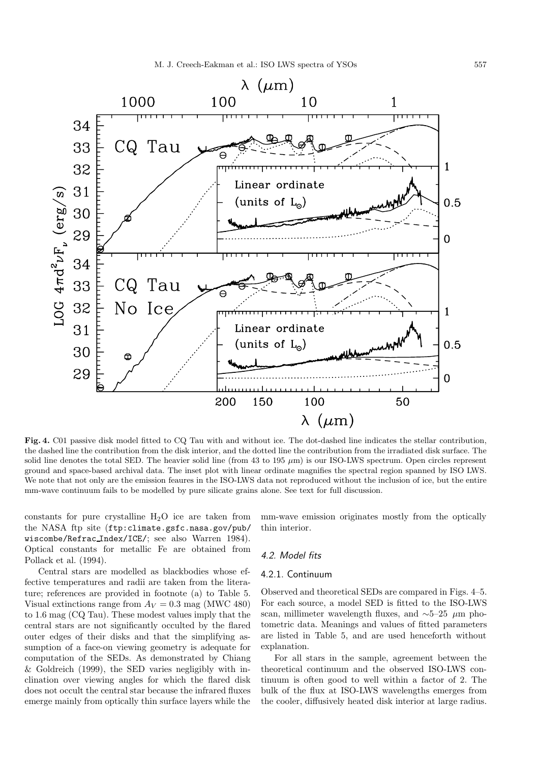**Fig. 4.** C01 passive disk model fitted to CQ Tau with and without ice. The dot-dashed line indicates the stellar contribution, the dashed line the contribution from the disk interior, and the dotted line the contribution from the irradiated disk surface. The solid line denotes the total SED. The heavier solid line (from 43 to 195 μm) is our ISO-LWS spectrum. Open circles represent ground and space-based archival data. The inset plot with linear ordinate magnifies the spectral region spanned by ISO LWS. We note that not only are the emission feaures in the ISO-LWS data not reproduced without the inclusion of ice, but the entire mm-wave continuum fails to be modelled by pure silicate grains alone. See text for full discussion.

constants for pure crystalline $H_2O$ ice are taken from the NASA ftp site (ftp:climate.gsfc.nasa.gov/pub/wiscombe/Refrac_Index/ICE/; see also Warren 1984). Optical constants for metallic Fe are obtained from Pollack et al. (1994).

Central stars are modelled as blackbodies whose effective temperatures and radii are taken from the literature; references are provided in footnote (a) to Table 5. Visual extinctions range from $A_V = 0.3$ mag (MWC 480) to 1.6 mag (CQ Tau). These modest values imply that the central stars are not significantly occulted by the flared outer edges of their disks and that the simplifying assumption of a face-on viewing geometry is adequate for computation of the SEDs. As demonstrated by Chiang & Goldreich (1999), the SED varies negligibly with inclination over viewing angles for which the flared disk does not occult the central star because the infrared fluxes emerge mainly from optically thin surface layers while the mm-wave emission originates mostly from the optically thin interior.

### 4.2. Model fits

#### 4.2.1. Continuum

Observed and theoretical SEDs are compared in Figs. 4–5. For each source, a model SED is fitted to the ISO-LWS scan, millimeter wavelength fluxes, and ∼5–25 μm photometric data. Meanings and values of fitted parameters are listed in Table 5, and are used henceforth without explanation.

For all stars in the sample, agreement between the theoretical continuum and the observed ISO-LWS continuum is often good to well within a factor of 2. The bulk of the flux at ISO-LWS wavelengths emerges from the cooler, diffusively heated disk interior at large radius.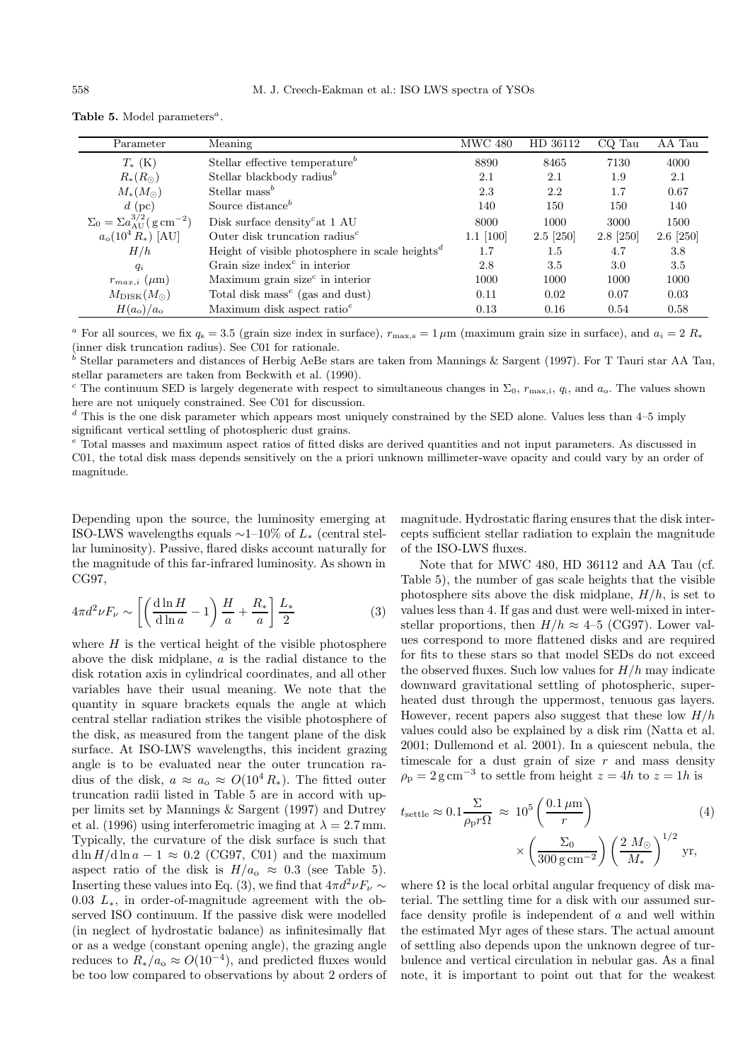**Table 5.** Model parameters[a].

| Parameter | Meaning | MWC 480 | HD 36112 | CQ Tau | AA Tau |
|---|---|---|---|---|---|
| $T_*$ (K) | Stellar effective temperature[b] | 8890 | 8465 | 7130 | 4000 |
| $R_*(R_\odot)$ | Stellar blackbody radius[b] | 2.1 | 2.1 | 1.9 | 2.1 |
| $M_*(M_\odot)$ | Stellar mass[b] | 2.3 | 2.2 | 1.7 | 0.67 |
| $d$ (pc) | Source distance[b] | 140 | 150 | 150 | 140 |
| $\Sigma_0 = \Sigma a_{\rm AU}^{3/2}(\rm g\,cm^{-2})$ | Disk surface density[c] at 1 AU | 8000 | 1000 | 3000 | 1500 |
| $a_{\rm o}(10^4\,R_*)$ [AU] | Outer disk truncation radius[c] | 1.1 [100] | 2.5 [250] | 2.8 [250] | 2.6 [250] |
| $H/h$ | Height of visible photosphere in scale heights[d] | 1.7 | 1.5 | 4.7 | 3.8 |
| $q_i$ | Grain size index[c] in interior | 2.8 | 3.5 | 3.0 | 3.5 |
| $r_{max,i}$ ($\mu$m) | Maximum grain size[c] in interior | 1000 | 1000 | 1000 | 1000 |
| $M_{\rm DISK}(M_\odot)$ | Total disk mass[e] (gas and dust) | 0.11 | 0.02 | 0.07 | 0.03 |
| $H(a_{\rm o})/a_{\rm o}$ | Maximum disk aspect ratio[e] | 0.13 | 0.16 | 0.54 | 0.58 |

[a] For all sources, we fix $q_s = 3.5$ (grain size index in surface), $r_{\rm max,s} = 1\,\mu$m (maximum grain size in surface), and $a_i = 2\,R_*$ (inner disk truncation radius). See C01 for rationale.

[b] Stellar parameters and distances of Herbig AeBe stars are taken from Mannings & Sargent (1997). For T Tauri star AA Tau, stellar parameters are taken from Beckwith et al. (1990).

[c] The continuum SED is largely degenerate with respect to simultaneous changes in $\Sigma_0$, $r_{\rm max,i}$, $q_{\rm i}$, and $a_{\rm o}$. The values shown here are not uniquely constrained. See C01 for discussion.

[d] This is the one disk parameter which appears most uniquely constrained by the SED alone. Values less than 4–5 imply significant vertical settling of photospheric dust grains.

[e] Total masses and maximum aspect ratios of fitted disks are derived quantities and not input parameters. As discussed in C01, the total disk mass depends sensitively on the a priori unknown millimeter-wave opacity and could vary by an order of magnitude.

Depending upon the source, the luminosity emerging at ISO-LWS wavelengths equals ∼1–10% of $L_*$ (central stellar luminosity). Passive, flared disks account naturally for the magnitude of this far-infrared luminosity. As shown in CG97,

$$4\pi d^2 \nu F_\nu \sim \left[\left(\frac{{\rm d}\ln H}{{\rm d}\ln a} - 1\right)\frac{H}{a} + \frac{R_*}{a}\right]\frac{L_*}{2} \tag{3}$$

where $H$ is the vertical height of the visible photosphere above the disk midplane, $a$ is the radial distance to the disk rotation axis in cylindrical coordinates, and all other variables have their usual meaning. We note that the quantity in square brackets equals the angle at which central stellar radiation strikes the visible photosphere of the disk, as measured from the tangent plane of the disk surface. At ISO-LWS wavelengths, this incident grazing angle is to be evaluated near the outer truncation radius of the disk, $a \approx a_{\rm o} \approx O(10^4\,R_*)$. The fitted outer truncation radii listed in Table 5 are in accord with upper limits set by Mannings & Sargent (1997) and Dutrey et al. (1996) using interferometric imaging at $\lambda = 2.7$ mm. Typically, the curvature of the disk surface is such that ${\rm d}\ln H/{\rm d}\ln a - 1 \approx 0.2$ (CG97, C01) and the maximum aspect ratio of the disk is $H/a_{\rm o} \approx 0.3$ (see Table 5). Inserting these values into Eq. (3), we find that $4\pi d^2\nu F_\nu \sim 0.03\,L_*$, in order-of-magnitude agreement with the observed ISO continuum. If the passive disk were modelled (in neglect of hydrostatic balance) as infinitesimally flat or as a wedge (constant opening angle), the grazing angle reduces to $R_*/a_{\rm o} \approx O(10^{-4})$, and predicted fluxes would be too low compared to observations by about 2 orders of magnitude. Hydrostatic flaring ensures that the disk intercepts sufficient stellar radiation to explain the magnitude of the ISO-LWS fluxes.

Note that for MWC 480, HD 36112 and AA Tau (cf. Table 5), the number of gas scale heights that the visible photosphere sits above the disk midplane, $H/h$, is set to values less than 4. If gas and dust were well-mixed in interstellar proportions, then $H/h \approx 4$–5 (CG97). Lower values correspond to more flattened disks and are required for fits to these stars so that model SEDs do not exceed the observed fluxes. Such low values for $H/h$ may indicate downward gravitational settling of photospheric, superheated dust through the uppermost, tenuous gas layers. However, recent papers also suggest that these low $H/h$ values could also be explained by a disk rim (Natta et al. 2001; Dullemond et al. 2001). In a quiescent nebula, the timescale for a dust grain of size $r$ and mass density $\rho_{\rm p} = 2\,{\rm g\,cm^{-3}}$ to settle from height $z = 4h$ to $z = 1h$ is

$$t_{\rm settle} \approx 0.1\frac{\Sigma}{\rho_{\rm p} r \Omega} \approx 10^5\left(\frac{0.1\,\mu{\rm m}}{r}\right) \times \left(\frac{\Sigma_0}{300\,{\rm g\,cm^{-2}}}\right)\left(\frac{2\,M_\odot}{M_*}\right)^{1/2}\,{\rm yr}, \tag{4}$$

where $\Omega$ is the local orbital angular frequency of disk material. The settling time for a disk with our assumed surface density profile is independent of $a$ and well within the estimated Myr ages of these stars. The actual amount of settling also depends upon the unknown degree of turbulence and vertical circulation in nebular gas. As a final note, it is important to point out that for the weakest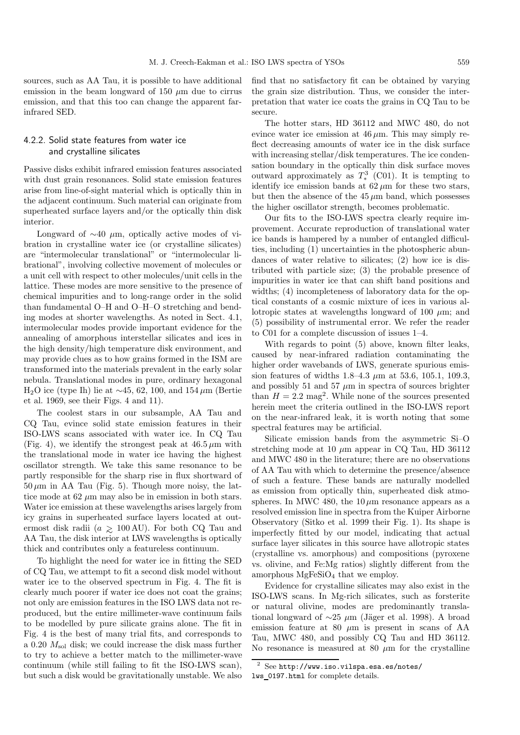sources, such as AA Tau, it is possible to have additional emission in the beam longward of 150 $\mu$m due to cirrus emission, and that this too can change the apparent far-infrared SED.

### 4.2.2. Solid state features from water ice and crystalline silicates

Passive disks exhibit infrared emission features associated with dust grain resonances. Solid state emission features arise from line-of-sight material which is optically thin in the adjacent continuum. Such material can originate from superheated surface layers and/or the optically thin disk interior.

Longward of $\sim$40 $\mu$m, optically active modes of vibration in crystalline water ice (or crystalline silicates) are "intermolecular translational" or "intermolecular librational", involving collective movement of molecules or a unit cell with respect to other molecules/unit cells in the lattice. These modes are more sensitive to the presence of chemical impurities and to long-range order in the solid than fundamental O–H and O–H–O stretching and bending modes at shorter wavelengths. As noted in Sect. 4.1, intermolecular modes provide important evidence for the annealing of amorphous interstellar silicates and ices in the high density/high temperature disk environment, and may provide clues as to how grains formed in the ISM are transformed into the materials prevalent in the early solar nebula. Translational modes in pure, ordinary hexagonal $H_2O$ ice (type Ih) lie at $\sim$45, 62, 100, and 154 $\mu$m (Bertie et al. 1969, see their Figs. 4 and 11).

The coolest stars in our subsample, AA Tau and CQ Tau, evince solid state emission features in their ISO-LWS scans associated with water ice. In CQ Tau (Fig. 4), we identify the strongest peak at 46.5 $\mu$m with the translational mode in water ice having the highest oscillator strength. We take this same resonance to be partly responsible for the sharp rise in flux shortward of 50 $\mu$m in AA Tau (Fig. 5). Though more noisy, the lattice mode at 62 $\mu$m may also be in emission in both stars. Water ice emission at these wavelengths arises largely from icy grains in superheated surface layers located at outermost disk radii ($a \gtrsim 100$ AU). For both CQ Tau and AA Tau, the disk interior at LWS wavelengths is optically thick and contributes only a featureless continuum.

To highlight the need for water ice in fitting the SED of CQ Tau, we attempt to fit a second disk model without water ice to the observed spectrum in Fig. 4. The fit is clearly much poorer if water ice does not coat the grains; not only are emission features in the ISO LWS data not reproduced, but the entire millimeter-wave continuum fails to be modelled by pure silicate grains alone. The fit in Fig. 4 is the best of many trial fits, and corresponds to a 0.20 $M_{\rm sol}$ disk; we could increase the disk mass further to try to achieve a better match to the millimeter-wave continuum (while still failing to fit the ISO-LWS scan), but such a disk would be gravitationally unstable. We also find that no satisfactory fit can be obtained by varying the grain size distribution. Thus, we consider the interpretation that water ice coats the grains in CQ Tau to be secure.

The hotter stars, HD 36112 and MWC 480, do not evince water ice emission at 46 $\mu$m. This may simply reflect decreasing amounts of water ice in the disk surface with increasing stellar/disk temperatures. The ice condensation boundary in the optically thin disk surface moves outward approximately as $T_*^3$ (C01). It is tempting to identify ice emission bands at 62 $\mu$m for these two stars, but then the absence of the 45 $\mu$m band, which possesses the higher oscillator strength, becomes problematic.

Our fits to the ISO-LWS spectra clearly require improvement. Accurate reproduction of translational water ice bands is hampered by a number of entangled difficulties, including (1) uncertainties in the photospheric abundances of water relative to silicates; (2) how ice is distributed with particle size; (3) the probable presence of impurities in water ice that can shift band positions and widths; (4) incompleteness of laboratory data for the optical constants of a cosmic mixture of ices in various allotropic states at wavelengths longward of 100 $\mu$m; and (5) possibility of instrumental error. We refer the reader to C01 for a complete discussion of issues 1–4.

With regards to point (5) above, known filter leaks, caused by near-infrared radiation contaminating the higher order wavebands of LWS, generate spurious emission features of widths 1.8–4.3 $\mu$m at 53.6, 105.1, 109.3, and possibly 51 and 57 $\mu$m in spectra of sources brighter than $H = 2.2$ mag[2]. While none of the sources presented herein meet the criteria outlined in the ISO-LWS report on the near-infrared leak, it is worth noting that some spectral features may be artificial.

Silicate emission bands from the asymmetric Si–O stretching mode at 10 $\mu$m appear in CQ Tau, HD 36112 and MWC 480 in the literature; there are no observations of AA Tau with which to determine the presence/absence of such a feature. These bands are naturally modelled as emission from optically thin, superheated disk atmospheres. In MWC 480, the 10 $\mu$m resonance appears as a resolved emission line in spectra from the Kuiper Airborne Observatory (Sitko et al. 1999 their Fig. 1). Its shape is imperfectly fitted by our model, indicating that actual surface layer silicates in this source have allotropic states (crystalline vs. amorphous) and compositions (pyroxene vs. olivine, and Fe:Mg ratios) slightly different from the amorphous $MgFeSiO_4$ that we employ.

Evidence for crystalline silicates may also exist in the ISO-LWS scans. In Mg-rich silicates, such as forsterite or natural olivine, modes are predominantly translational longward of $\sim$25 $\mu$m (Jäger et al. 1998). A broad emission feature at 80 $\mu$m is present in scans of AA Tau, MWC 480, and possibly CQ Tau and HD 36112. No resonance is measured at 80 $\mu$m for the crystalline

[2] See http://www.iso.vilspa.esa.es/notes/lws_0197.html for complete details.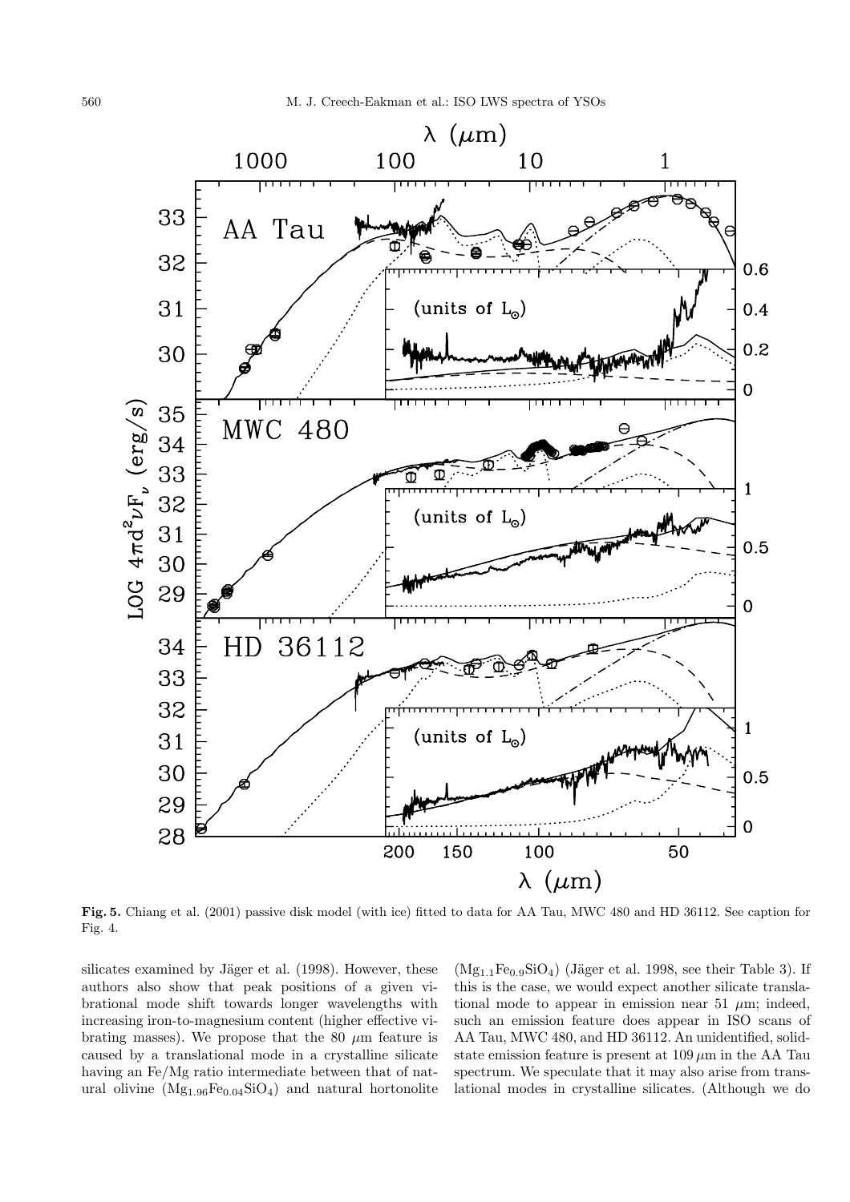**Fig. 5.** Chiang et al. (2001) passive disk model (with ice) fitted to data for AA Tau, MWC 480 and HD 36112. See caption for Fig. 4.

silicates examined by Jäger et al. (1998). However, these authors also show that peak positions of a given vibrational mode shift towards longer wavelengths with increasing iron-to-magnesium content (higher effective vibrating masses). We propose that the 80 $\mu$m feature is caused by a translational mode in a crystalline silicate having an Fe/Mg ratio intermediate between that of natural olivine ($Mg_{1.96}Fe_{0.04}SiO_4$) and natural hortonolite ($Mg_{1.1}Fe_{0.9}SiO_4$) (Jäger et al. 1998, see their Table 3). If this is the case, we would expect another silicate translational mode to appear in emission near 51 $\mu$m; indeed, such an emission feature does appear in ISO scans of AA Tau, MWC 480, and HD 36112. An unidentified, solid-state emission feature is present at 109 $\mu$m in the AA Tau spectrum. We speculate that it may also arise from translational modes in crystalline silicates. (Although we do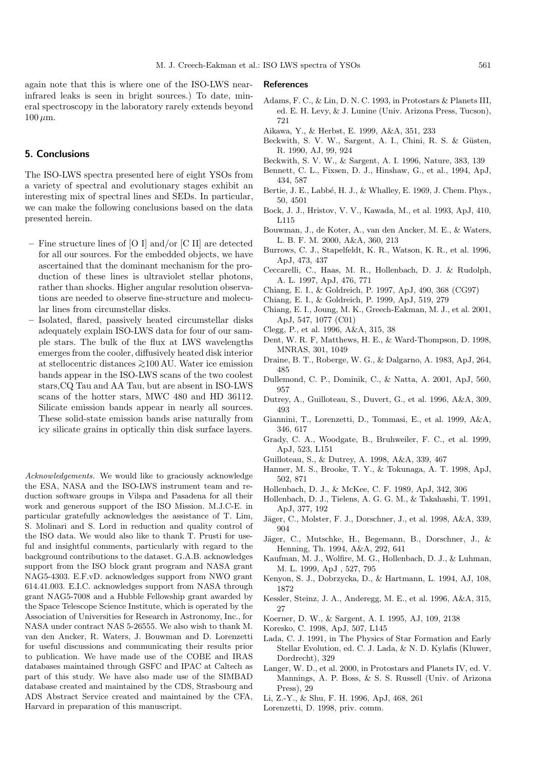again note that this is where one of the ISO-LWS near-infrared leaks is seen in bright sources.) To date, mineral spectroscopy in the laboratory rarely extends beyond $100\,\mu$m.

## 5. Conclusions

The ISO-LWS spectra presented here of eight YSOs from a variety of spectral and evolutionary stages exhibit an interesting mix of spectral lines and SEDs. In particular, we can make the following conclusions based on the data presented herein.

- Fine structure lines of [O I] and/or [C II] are detected for all our sources. For the embedded objects, we have ascertained that the dominant mechanism for the production of these lines is ultraviolet stellar photons, rather than shocks. Higher angular resolution observations are needed to observe fine-structure and molecular lines from circumstellar disks.
- Isolated, flared, passively heated circumstellar disks adequately explain ISO-LWS data for four of our sample stars. The bulk of the flux at LWS wavelengths emerges from the cooler, diffusively heated disk interior at stellocentric distances $\gtrsim$100 AU. Water ice emission bands appear in the ISO-LWS scans of the two coolest stars,CQ Tau and AA Tau, but are absent in ISO-LWS scans of the hotter stars, MWC 480 and HD 36112. Silicate emission bands appear in nearly all sources. These solid-state emission bands arise naturally from icy silicate grains in optically thin disk surface layers.

*Acknowledgements.* We would like to graciously acknowledge the ESA, NASA and the ISO-LWS instrument team and reduction software groups in Vilspa and Pasadena for all their work and generous support of the ISO Mission. M.J.C-E. in particular gratefully acknowledges the assistance of T. Lim, S. Molinari and S. Lord in reduction and quality control of the ISO data. We would also like to thank T. Prusti for useful and insightful comments, particularly with regard to the background contributions to the dataset. G.A.B. acknowledges support from the ISO block grant program and NASA grant NAG5-4303. E.F.vD. acknowledges support from NWO grant 614.41.003. E.I.C. acknowledges support from NASA through grant NAG5-7008 and a Hubble Fellowship grant awarded by the Space Telescope Science Institute, which is operated by the Association of Universities for Research in Astronomy, Inc., for NASA under contract NAS 5-26555. We also wish to thank M. van den Ancker, R. Waters, J. Bouwman and D. Lorenzetti for useful discussions and communicating their results prior to publication. We have made use of the COBE and IRAS databases maintained through GSFC and IPAC at Caltech as part of this study. We have also made use of the SIMBAD database created and maintained by the CDS, Strasbourg and ADS Abstract Service created and maintained by the CFA, Harvard in preparation of this manuscript.

## References

Adams, F. C., & Lin, D. N. C. 1993, in Protostars & Planets III, ed. E. H. Levy, & J. Lunine (Univ. Arizona Press, Tucson), 721

Aikawa, Y., & Herbst, E. 1999, A&A, 351, 233

Beckwith, S. V. W., Sargent, A. I., Chini, R. S. & Güsten, R. 1990, AJ, 99, 924

Beckwith, S. V. W., & Sargent, A. I. 1996, Nature, 383, 139

Bennett, C. L., Fixsen, D. J., Hinshaw, G., et al., 1994, ApJ, 434, 587

Bertie, J. E., Labbé, H. J., & Whalley, E. 1969, J. Chem. Phys., 50, 4501

Bock, J. J., Hristov, V. V., Kawada, M., et al. 1993, ApJ, 410, L115

Bouwman, J., de Koter, A., van den Ancker, M. E., & Waters, L. B. F. M. 2000, A&A, 360, 213

Burrows, C. J., Stapelfeldt, K. R., Watson, K. R., et al. 1996, ApJ, 473, 437

Ceccarelli, C., Haas, M. R., Hollenbach, D. J. & Rudolph, A. L. 1997, ApJ, 476, 771

Chiang, E. I., & Goldreich, P. 1997, ApJ, 490, 368 (CG97)

Chiang, E. I., & Goldreich, P. 1999, ApJ, 519, 279

Chiang, E. I., Joung, M. K., Greech-Eakman, M. J., et al. 2001, ApJ, 547, 1077 (C01)

Clegg, P., et al. 1996, A&A, 315, 38

Dent, W. R. F, Matthews, H. E., & Ward-Thompson, D. 1998, MNRAS, 301, 1049

Draine, B. T., Roberge, W. G., & Dalgarno, A. 1983, ApJ, 264, 485

Dullemond, C. P., Dominik, C., & Natta, A. 2001, ApJ, 560, 957

Dutrey, A., Guilloteau, S., Duvert, G., et al. 1996, A&A, 309, 493

Giannini, T., Lorenzetti, D., Tommasi, E., et al. 1999, A&A, 346, 617

Grady, C. A., Woodgate, B., Bruhweiler, F. C., et al. 1999, ApJ, 523, L151

Guilloteau, S., & Dutrey, A. 1998, A&A, 339, 467

Hanner, M. S., Brooke, T. Y., & Tokunaga, A. T. 1998, ApJ, 502, 871

Hollenbach, D. J., & McKee, C. F. 1989, ApJ, 342, 306

Hollenbach, D. J., Tielens, A. G. G. M., & Takahashi, T. 1991, ApJ, 377, 192

Jäger, C., Molster, F. J., Dorschner, J., et al. 1998, A&A, 339, 904

Jäger, C., Mutschke, H., Begemann, B., Dorschner, J., & Henning, Th. 1994, A&A, 292, 641

Kaufman, M. J., Wolfire, M. G., Hollenbach, D. J., & Luhman, M. L. 1999, ApJ , 527, 795

Kenyon, S. J., Dobrzycka, D., & Hartmann, L. 1994, AJ, 108, 1872

Kessler, Steinz, J. A., Anderegg, M. E., et al. 1996, A&A, 315, 27

Koerner, D. W., & Sargent, A. I. 1995, AJ, 109, 2138

Koresko, C. 1998, ApJ, 507, L145

Lada, C. J. 1991, in The Physics of Star Formation and Early Stellar Evolution, ed. C. J. Lada, & N. D. Kylafis (Kluwer, Dordrecht), 329

Langer, W. D., et al. 2000, in Protostars and Planets IV, ed. V. Mannings, A. P. Boss, & S. S. Russell (Univ. of Arizona Press), 29

Li, Z.-Y., & Shu, F. H. 1996, ApJ, 468, 261

Lorenzetti, D. 1998, priv. comm.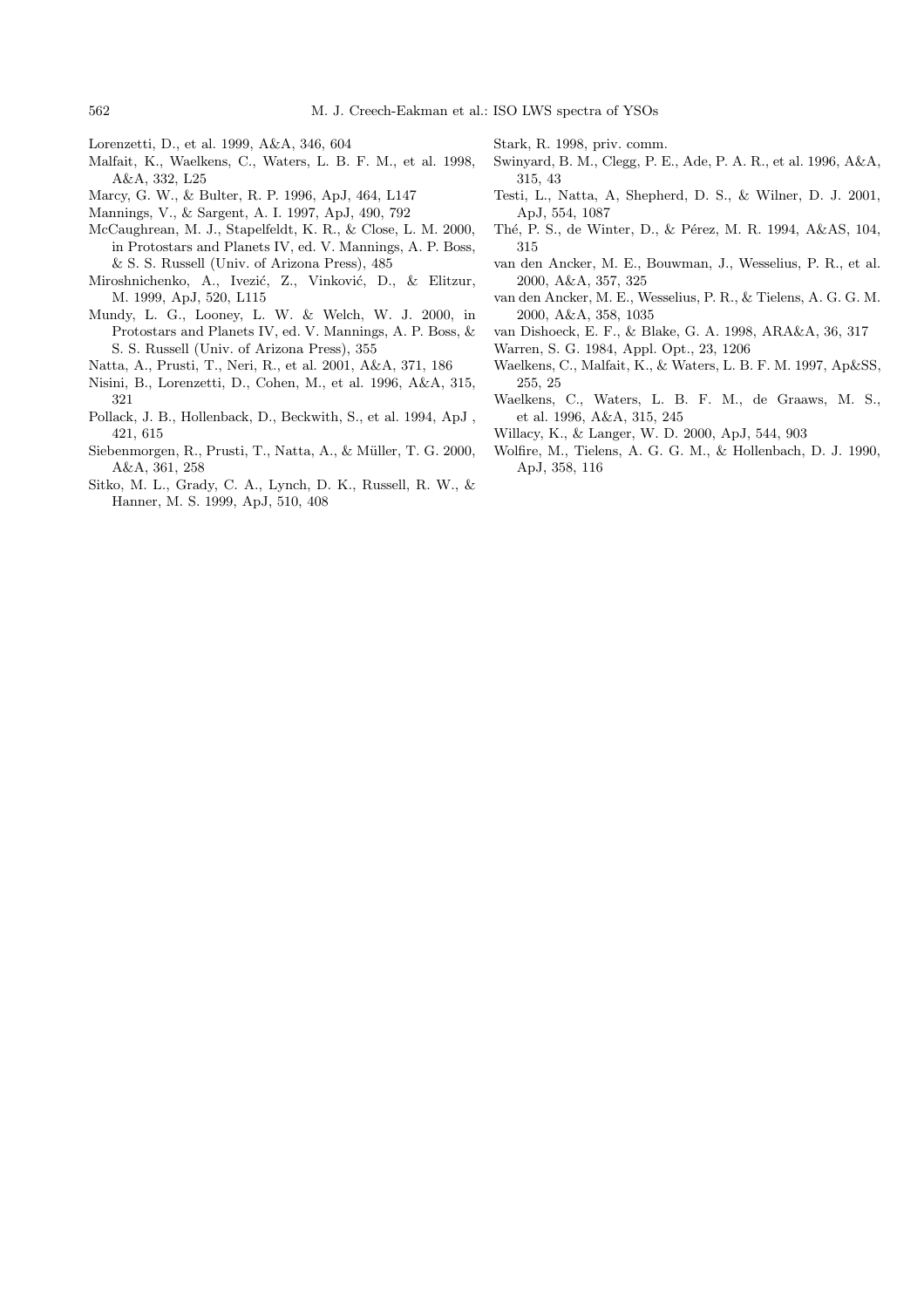Lorenzetti, D., et al. 1999, A&A, 346, 604

Malfait, K., Waelkens, C., Waters, L. B. F. M., et al. 1998, A&A, 332, L25

Marcy, G. W., & Bulter, R. P. 1996, ApJ, 464, L147

Mannings, V., & Sargent, A. I. 1997, ApJ, 490, 792

McCaughrean, M. J., Stapelfeldt, K. R., & Close, L. M. 2000, in Protostars and Planets IV, ed. V. Mannings, A. P. Boss, & S. S. Russell (Univ. of Arizona Press), 485

Miroshnichenko, A., Ivezić, Z., Vinković, D., & Elitzur, M. 1999, ApJ, 520, L115

Mundy, L. G., Looney, L. W. & Welch, W. J. 2000, in Protostars and Planets IV, ed. V. Mannings, A. P. Boss, & S. S. Russell (Univ. of Arizona Press), 355

Natta, A., Prusti, T., Neri, R., et al. 2001, A&A, 371, 186

Nisini, B., Lorenzetti, D., Cohen, M., et al. 1996, A&A, 315, 321

Pollack, J. B., Hollenback, D., Beckwith, S., et al. 1994, ApJ , 421, 615

Siebenmorgen, R., Prusti, T., Natta, A., & Müller, T. G. 2000, A&A, 361, 258

Sitko, M. L., Grady, C. A., Lynch, D. K., Russell, R. W., & Hanner, M. S. 1999, ApJ, 510, 408

Stark, R. 1998, priv. comm.

Swinyard, B. M., Clegg, P. E., Ade, P. A. R., et al. 1996, A&A, 315, 43

Testi, L., Natta, A, Shepherd, D. S., & Wilner, D. J. 2001, ApJ, 554, 1087

Thé, P. S., de Winter, D., & Pérez, M. R. 1994, A&AS, 104, 315

van den Ancker, M. E., Bouwman, J., Wesselius, P. R., et al. 2000, A&A, 357, 325

van den Ancker, M. E., Wesselius, P. R., & Tielens, A. G. G. M. 2000, A&A, 358, 1035

van Dishoeck, E. F., & Blake, G. A. 1998, ARA&A, 36, 317

Warren, S. G. 1984, Appl. Opt., 23, 1206

Waelkens, C., Malfait, K., & Waters, L. B. F. M. 1997, Ap&SS, 255, 25

Waelkens, C., Waters, L. B. F. M., de Graaws, M. S., et al. 1996, A&A, 315, 245

Willacy, K., & Langer, W. D. 2000, ApJ, 544, 903

Wolfire, M., Tielens, A. G. G. M., & Hollenbach, D. J. 1990, ApJ, 358, 116